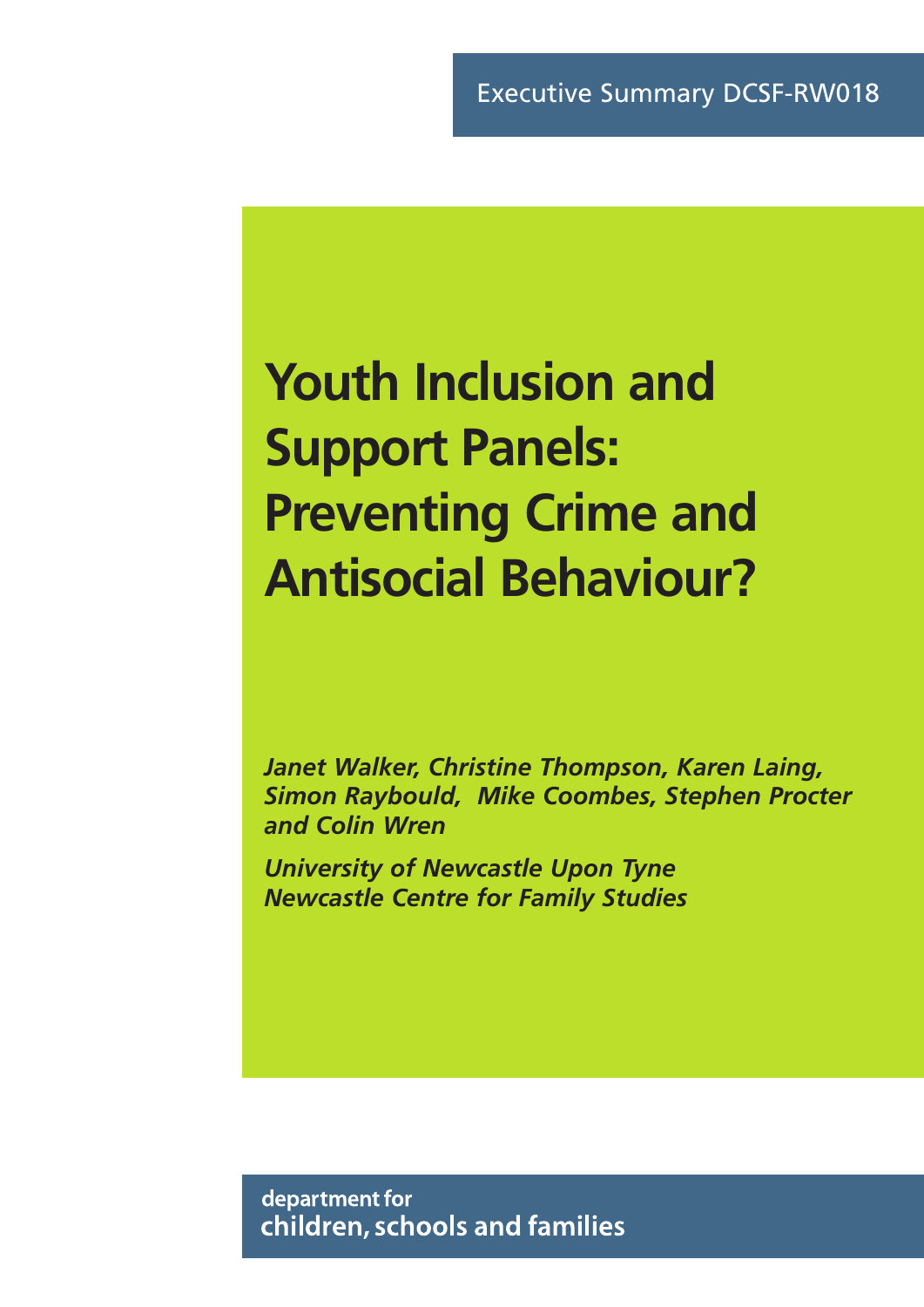Executive Summary DCSF-RW018

# Youth Inclusion and Support Panels: Preventing Crime and Antisocial Behaviour?

***Janet Walker, Christine Thompson, Karen Laing, Simon Raybould, Mike Coombes, Stephen Procter and Colin Wren***

***University of Newcastle Upon Tyne***
***Newcastle Centre for Family Studies***

department for
children, schools and families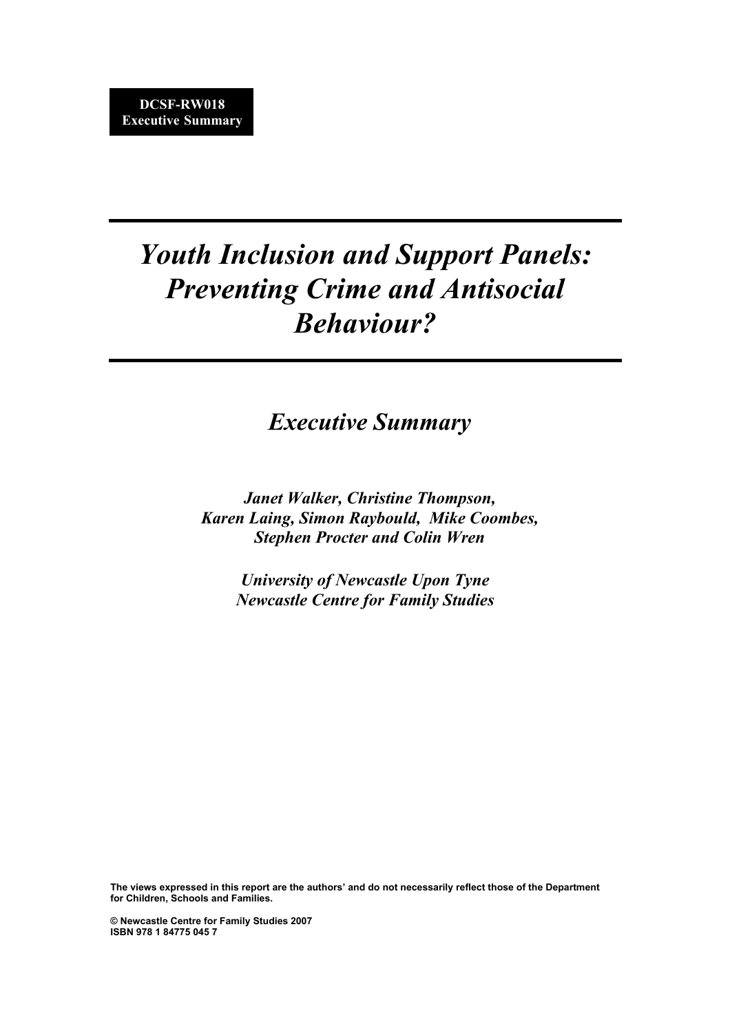**DCSF-RW018**
**Executive Summary**

# *Youth Inclusion and Support Panels: Preventing Crime and Antisocial Behaviour?*

## *Executive Summary*

***Janet Walker, Christine Thompson, Karen Laing, Simon Raybould, Mike Coombes, Stephen Procter and Colin Wren***

***University of Newcastle Upon Tyne***
***Newcastle Centre for Family Studies***

**The views expressed in this report are the authors' and do not necessarily reflect those of the Department for Children, Schools and Families.**

**© Newcastle Centre for Family Studies 2007**
**ISBN 978 1 84775 045 7**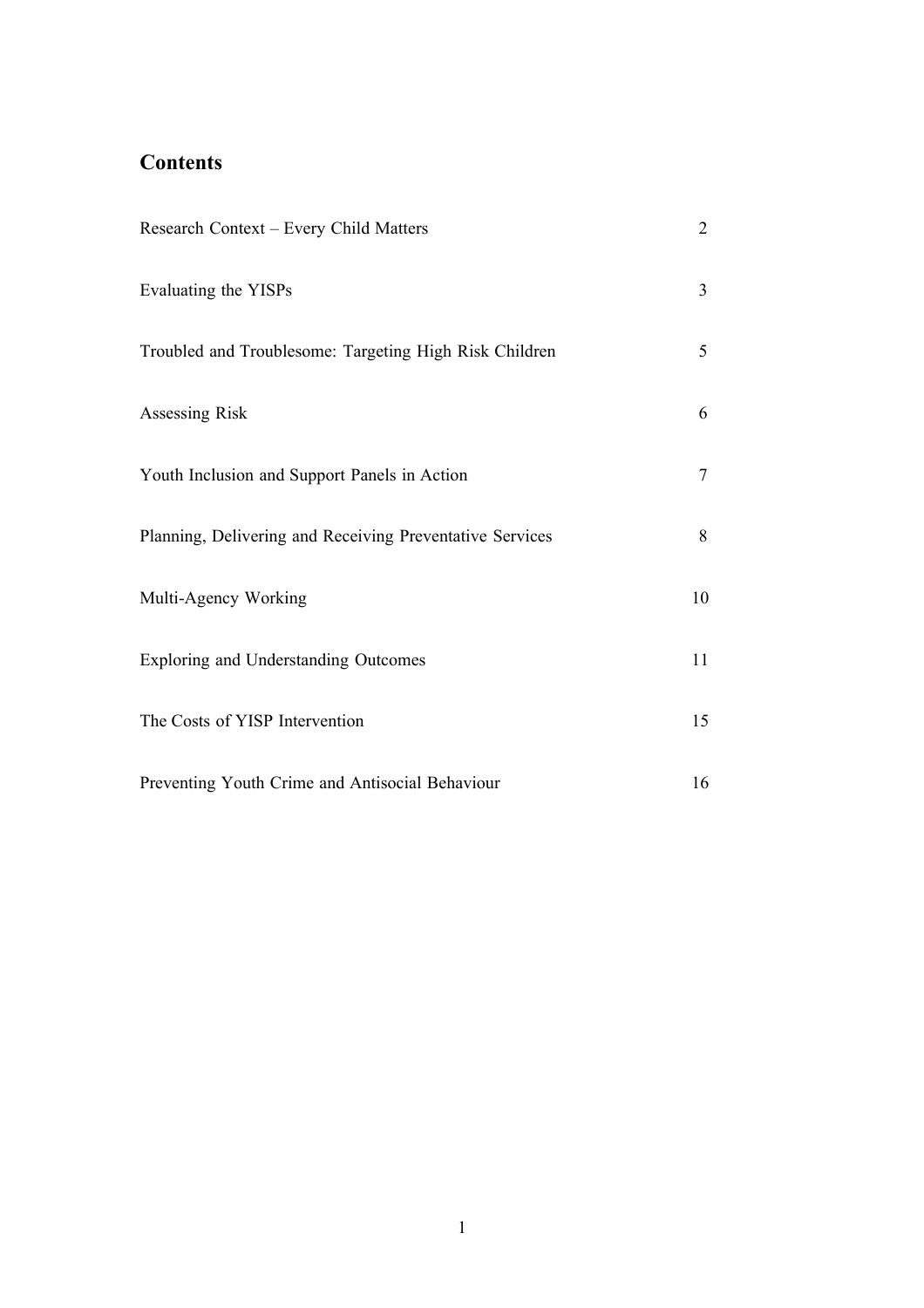## Contents

| | |
|---|---|
| Research Context – Every Child Matters | 2 |
| Evaluating the YISPs | 3 |
| Troubled and Troublesome: Targeting High Risk Children | 5 |
| Assessing Risk | 6 |
| Youth Inclusion and Support Panels in Action | 7 |
| Planning, Delivering and Receiving Preventative Services | 8 |
| Multi-Agency Working | 10 |
| Exploring and Understanding Outcomes | 11 |
| The Costs of YISP Intervention | 15 |
| Preventing Youth Crime and Antisocial Behaviour | 16 |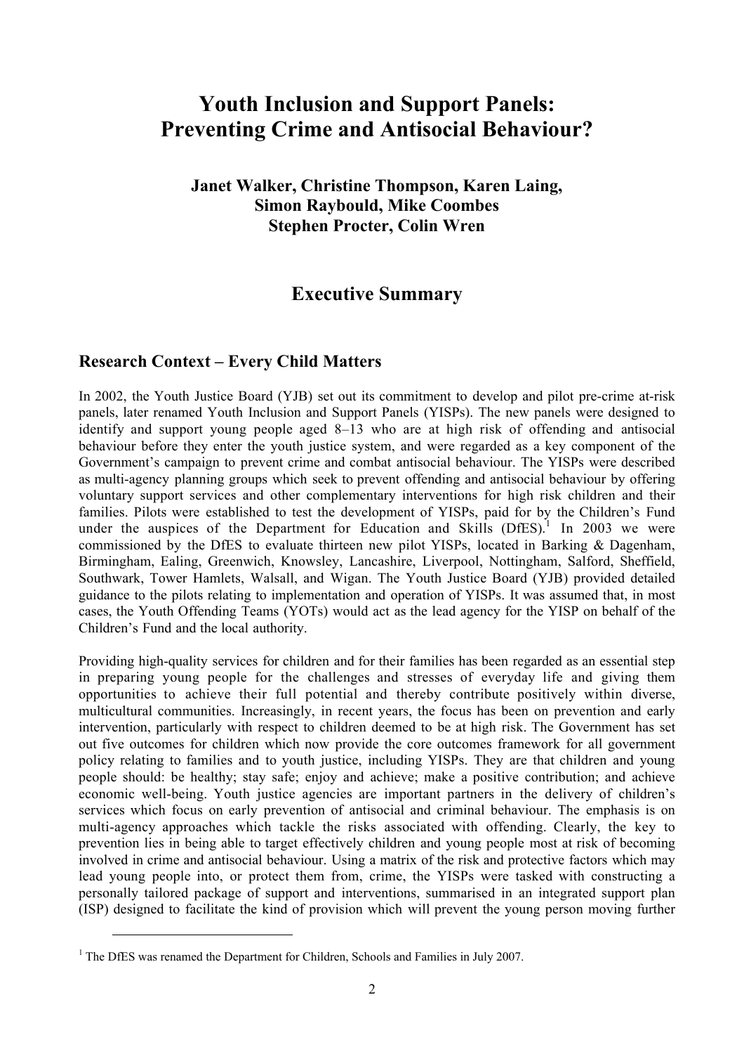# Youth Inclusion and Support Panels: Preventing Crime and Antisocial Behaviour?

**Janet Walker, Christine Thompson, Karen Laing, Simon Raybould, Mike Coombes Stephen Procter, Colin Wren**

## Executive Summary

### Research Context – Every Child Matters

In 2002, the Youth Justice Board (YJB) set out its commitment to develop and pilot pre-crime at-risk panels, later renamed Youth Inclusion and Support Panels (YISPs). The new panels were designed to identify and support young people aged 8–13 who are at high risk of offending and antisocial behaviour before they enter the youth justice system, and were regarded as a key component of the Government's campaign to prevent crime and combat antisocial behaviour. The YISPs were described as multi-agency planning groups which seek to prevent offending and antisocial behaviour by offering voluntary support services and other complementary interventions for high risk children and their families. Pilots were established to test the development of YISPs, paid for by the Children's Fund under the auspices of the Department for Education and Skills (DfES).[1] In 2003 we were commissioned by the DfES to evaluate thirteen new pilot YISPs, located in Barking & Dagenham, Birmingham, Ealing, Greenwich, Knowsley, Lancashire, Liverpool, Nottingham, Salford, Sheffield, Southwark, Tower Hamlets, Walsall, and Wigan. The Youth Justice Board (YJB) provided detailed guidance to the pilots relating to implementation and operation of YISPs. It was assumed that, in most cases, the Youth Offending Teams (YOTs) would act as the lead agency for the YISP on behalf of the Children's Fund and the local authority.

Providing high-quality services for children and for their families has been regarded as an essential step in preparing young people for the challenges and stresses of everyday life and giving them opportunities to achieve their full potential and thereby contribute positively within diverse, multicultural communities. Increasingly, in recent years, the focus has been on prevention and early intervention, particularly with respect to children deemed to be at high risk. The Government has set out five outcomes for children which now provide the core outcomes framework for all government policy relating to families and to youth justice, including YISPs. They are that children and young people should: be healthy; stay safe; enjoy and achieve; make a positive contribution; and achieve economic well-being. Youth justice agencies are important partners in the delivery of children's services which focus on early prevention of antisocial and criminal behaviour. The emphasis is on multi-agency approaches which tackle the risks associated with offending. Clearly, the key to prevention lies in being able to target effectively children and young people most at risk of becoming involved in crime and antisocial behaviour. Using a matrix of the risk and protective factors which may lead young people into, or protect them from, crime, the YISPs were tasked with constructing a personally tailored package of support and interventions, summarised in an integrated support plan (ISP) designed to facilitate the kind of provision which will prevent the young person moving further

[1] The DfES was renamed the Department for Children, Schools and Families in July 2007.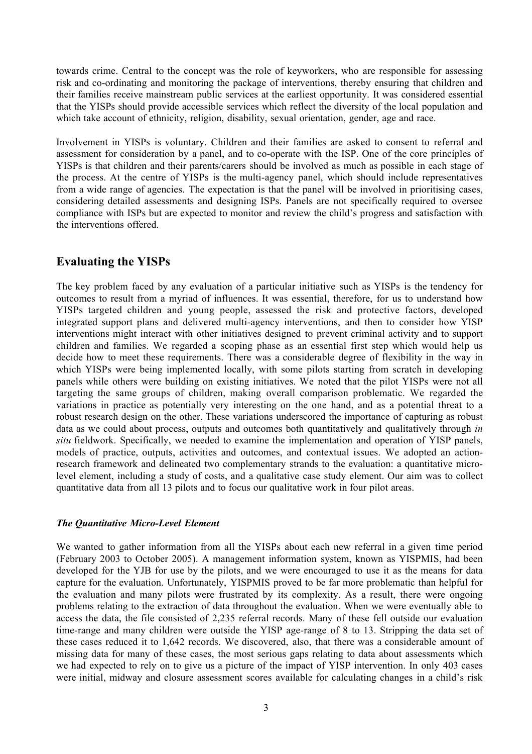towards crime. Central to the concept was the role of keyworkers, who are responsible for assessing risk and co-ordinating and monitoring the package of interventions, thereby ensuring that children and their families receive mainstream public services at the earliest opportunity. It was considered essential that the YISPs should provide accessible services which reflect the diversity of the local population and which take account of ethnicity, religion, disability, sexual orientation, gender, age and race.

Involvement in YISPs is voluntary. Children and their families are asked to consent to referral and assessment for consideration by a panel, and to co-operate with the ISP. One of the core principles of YISPs is that children and their parents/carers should be involved as much as possible in each stage of the process. At the centre of YISPs is the multi-agency panel, which should include representatives from a wide range of agencies. The expectation is that the panel will be involved in prioritising cases, considering detailed assessments and designing ISPs. Panels are not specifically required to oversee compliance with ISPs but are expected to monitor and review the child's progress and satisfaction with the interventions offered.

## Evaluating the YISPs

The key problem faced by any evaluation of a particular initiative such as YISPs is the tendency for outcomes to result from a myriad of influences. It was essential, therefore, for us to understand how YISPs targeted children and young people, assessed the risk and protective factors, developed integrated support plans and delivered multi-agency interventions, and then to consider how YISP interventions might interact with other initiatives designed to prevent criminal activity and to support children and families. We regarded a scoping phase as an essential first step which would help us decide how to meet these requirements. There was a considerable degree of flexibility in the way in which YISPs were being implemented locally, with some pilots starting from scratch in developing panels while others were building on existing initiatives. We noted that the pilot YISPs were not all targeting the same groups of children, making overall comparison problematic. We regarded the variations in practice as potentially very interesting on the one hand, and as a potential threat to a robust research design on the other. These variations underscored the importance of capturing as robust data as we could about process, outputs and outcomes both quantitatively and qualitatively through *in situ* fieldwork. Specifically, we needed to examine the implementation and operation of YISP panels, models of practice, outputs, activities and outcomes, and contextual issues. We adopted an action-research framework and delineated two complementary strands to the evaluation: a quantitative micro-level element, including a study of costs, and a qualitative case study element. Our aim was to collect quantitative data from all 13 pilots and to focus our qualitative work in four pilot areas.

### *The Quantitative Micro-Level Element*

We wanted to gather information from all the YISPs about each new referral in a given time period (February 2003 to October 2005). A management information system, known as YISPMIS, had been developed for the YJB for use by the pilots, and we were encouraged to use it as the means for data capture for the evaluation. Unfortunately, YISPMIS proved to be far more problematic than helpful for the evaluation and many pilots were frustrated by its complexity. As a result, there were ongoing problems relating to the extraction of data throughout the evaluation. When we were eventually able to access the data, the file consisted of 2,235 referral records. Many of these fell outside our evaluation time-range and many children were outside the YISP age-range of 8 to 13. Stripping the data set of these cases reduced it to 1,642 records. We discovered, also, that there was a considerable amount of missing data for many of these cases, the most serious gaps relating to data about assessments which we had expected to rely on to give us a picture of the impact of YISP intervention. In only 403 cases were initial, midway and closure assessment scores available for calculating changes in a child's risk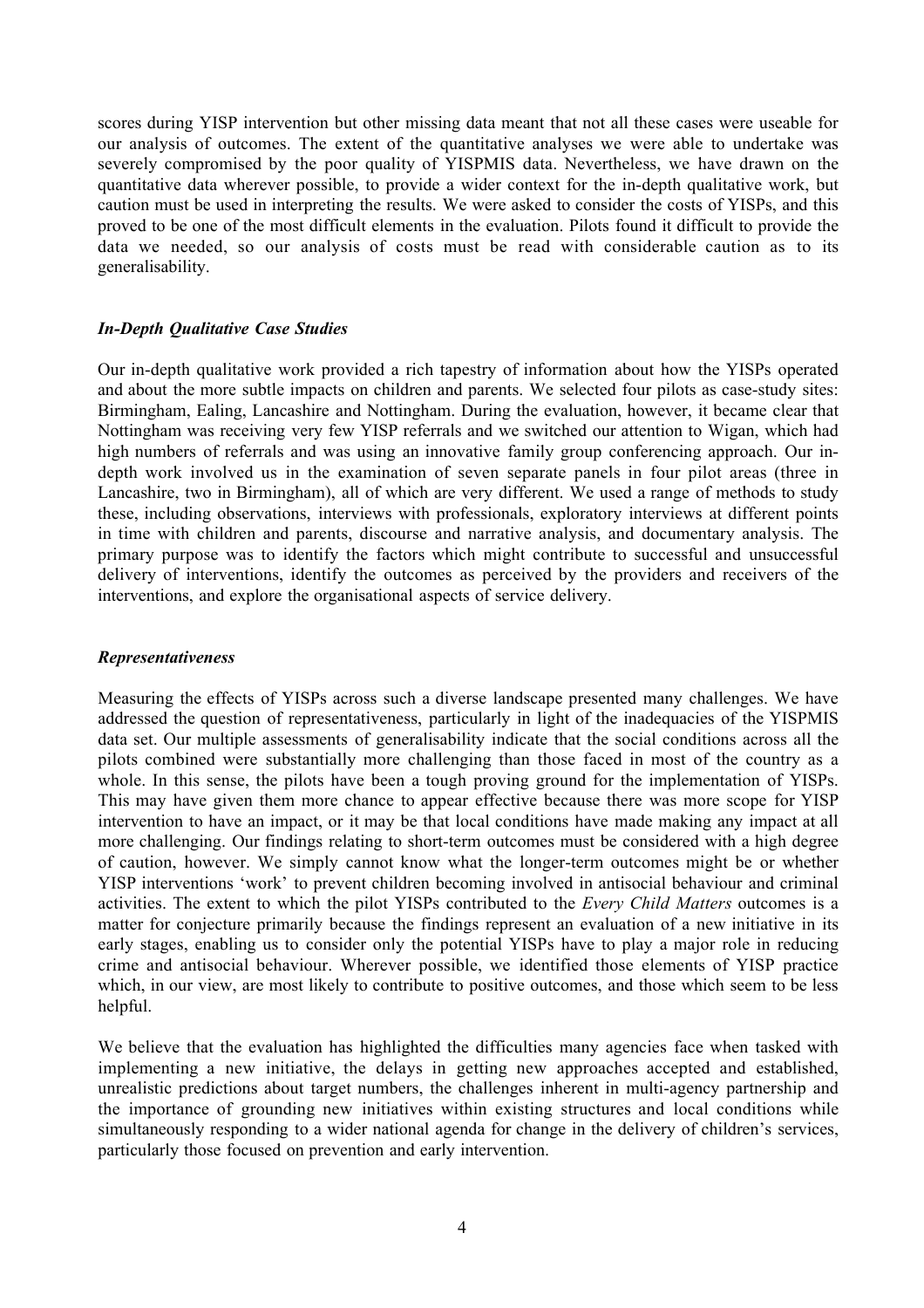scores during YISP intervention but other missing data meant that not all these cases were useable for our analysis of outcomes. The extent of the quantitative analyses we were able to undertake was severely compromised by the poor quality of YISPMIS data. Nevertheless, we have drawn on the quantitative data wherever possible, to provide a wider context for the in-depth qualitative work, but caution must be used in interpreting the results. We were asked to consider the costs of YISPs, and this proved to be one of the most difficult elements in the evaluation. Pilots found it difficult to provide the data we needed, so our analysis of costs must be read with considerable caution as to its generalisability.

### *In-Depth Qualitative Case Studies*

Our in-depth qualitative work provided a rich tapestry of information about how the YISPs operated and about the more subtle impacts on children and parents. We selected four pilots as case-study sites: Birmingham, Ealing, Lancashire and Nottingham. During the evaluation, however, it became clear that Nottingham was receiving very few YISP referrals and we switched our attention to Wigan, which had high numbers of referrals and was using an innovative family group conferencing approach. Our in-depth work involved us in the examination of seven separate panels in four pilot areas (three in Lancashire, two in Birmingham), all of which are very different. We used a range of methods to study these, including observations, interviews with professionals, exploratory interviews at different points in time with children and parents, discourse and narrative analysis, and documentary analysis. The primary purpose was to identify the factors which might contribute to successful and unsuccessful delivery of interventions, identify the outcomes as perceived by the providers and receivers of the interventions, and explore the organisational aspects of service delivery.

### *Representativeness*

Measuring the effects of YISPs across such a diverse landscape presented many challenges. We have addressed the question of representativeness, particularly in light of the inadequacies of the YISPMIS data set. Our multiple assessments of generalisability indicate that the social conditions across all the pilots combined were substantially more challenging than those faced in most of the country as a whole. In this sense, the pilots have been a tough proving ground for the implementation of YISPs. This may have given them more chance to appear effective because there was more scope for YISP intervention to have an impact, or it may be that local conditions have made making any impact at all more challenging. Our findings relating to short-term outcomes must be considered with a high degree of caution, however. We simply cannot know what the longer-term outcomes might be or whether YISP interventions 'work' to prevent children becoming involved in antisocial behaviour and criminal activities. The extent to which the pilot YISPs contributed to the *Every Child Matters* outcomes is a matter for conjecture primarily because the findings represent an evaluation of a new initiative in its early stages, enabling us to consider only the potential YISPs have to play a major role in reducing crime and antisocial behaviour. Wherever possible, we identified those elements of YISP practice which, in our view, are most likely to contribute to positive outcomes, and those which seem to be less helpful.

We believe that the evaluation has highlighted the difficulties many agencies face when tasked with implementing a new initiative, the delays in getting new approaches accepted and established, unrealistic predictions about target numbers, the challenges inherent in multi-agency partnership and the importance of grounding new initiatives within existing structures and local conditions while simultaneously responding to a wider national agenda for change in the delivery of children's services, particularly those focused on prevention and early intervention.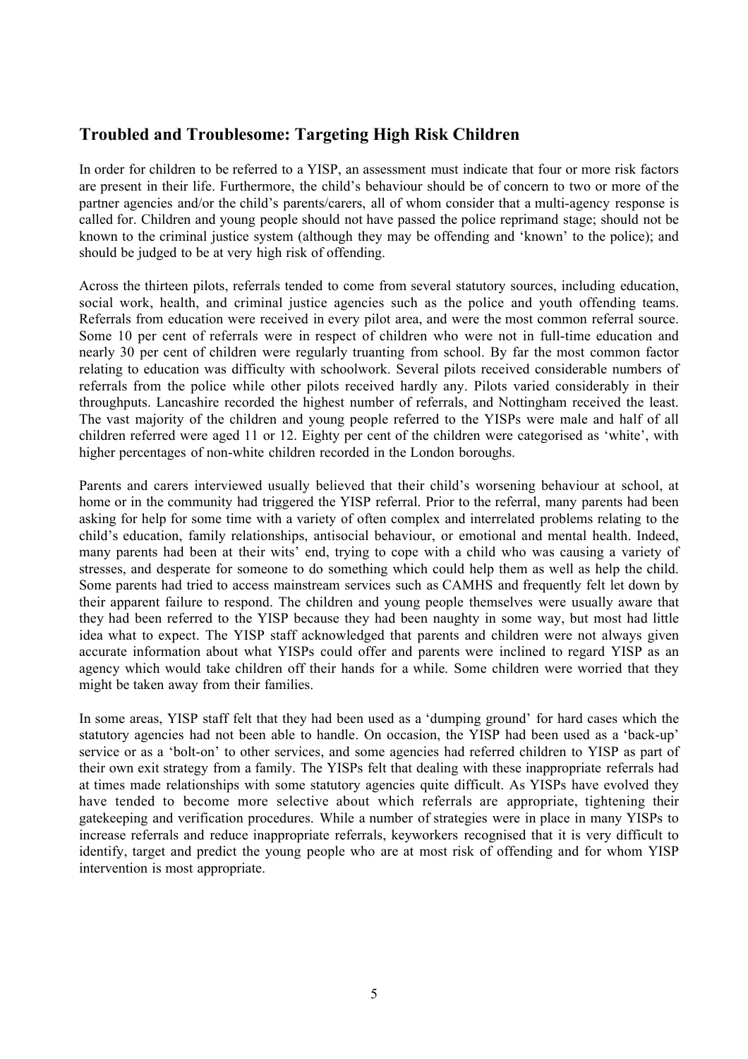## Troubled and Troublesome: Targeting High Risk Children

In order for children to be referred to a YISP, an assessment must indicate that four or more risk factors are present in their life. Furthermore, the child's behaviour should be of concern to two or more of the partner agencies and/or the child's parents/carers, all of whom consider that a multi-agency response is called for. Children and young people should not have passed the police reprimand stage; should not be known to the criminal justice system (although they may be offending and 'known' to the police); and should be judged to be at very high risk of offending.

Across the thirteen pilots, referrals tended to come from several statutory sources, including education, social work, health, and criminal justice agencies such as the police and youth offending teams. Referrals from education were received in every pilot area, and were the most common referral source. Some 10 per cent of referrals were in respect of children who were not in full-time education and nearly 30 per cent of children were regularly truanting from school. By far the most common factor relating to education was difficulty with schoolwork. Several pilots received considerable numbers of referrals from the police while other pilots received hardly any. Pilots varied considerably in their throughputs. Lancashire recorded the highest number of referrals, and Nottingham received the least. The vast majority of the children and young people referred to the YISPs were male and half of all children referred were aged 11 or 12. Eighty per cent of the children were categorised as 'white', with higher percentages of non-white children recorded in the London boroughs.

Parents and carers interviewed usually believed that their child's worsening behaviour at school, at home or in the community had triggered the YISP referral. Prior to the referral, many parents had been asking for help for some time with a variety of often complex and interrelated problems relating to the child's education, family relationships, antisocial behaviour, or emotional and mental health. Indeed, many parents had been at their wits' end, trying to cope with a child who was causing a variety of stresses, and desperate for someone to do something which could help them as well as help the child. Some parents had tried to access mainstream services such as CAMHS and frequently felt let down by their apparent failure to respond. The children and young people themselves were usually aware that they had been referred to the YISP because they had been naughty in some way, but most had little idea what to expect. The YISP staff acknowledged that parents and children were not always given accurate information about what YISPs could offer and parents were inclined to regard YISP as an agency which would take children off their hands for a while. Some children were worried that they might be taken away from their families.

In some areas, YISP staff felt that they had been used as a 'dumping ground' for hard cases which the statutory agencies had not been able to handle. On occasion, the YISP had been used as a 'back-up' service or as a 'bolt-on' to other services, and some agencies had referred children to YISP as part of their own exit strategy from a family. The YISPs felt that dealing with these inappropriate referrals had at times made relationships with some statutory agencies quite difficult. As YISPs have evolved they have tended to become more selective about which referrals are appropriate, tightening their gatekeeping and verification procedures. While a number of strategies were in place in many YISPs to increase referrals and reduce inappropriate referrals, keyworkers recognised that it is very difficult to identify, target and predict the young people who are at most risk of offending and for whom YISP intervention is most appropriate.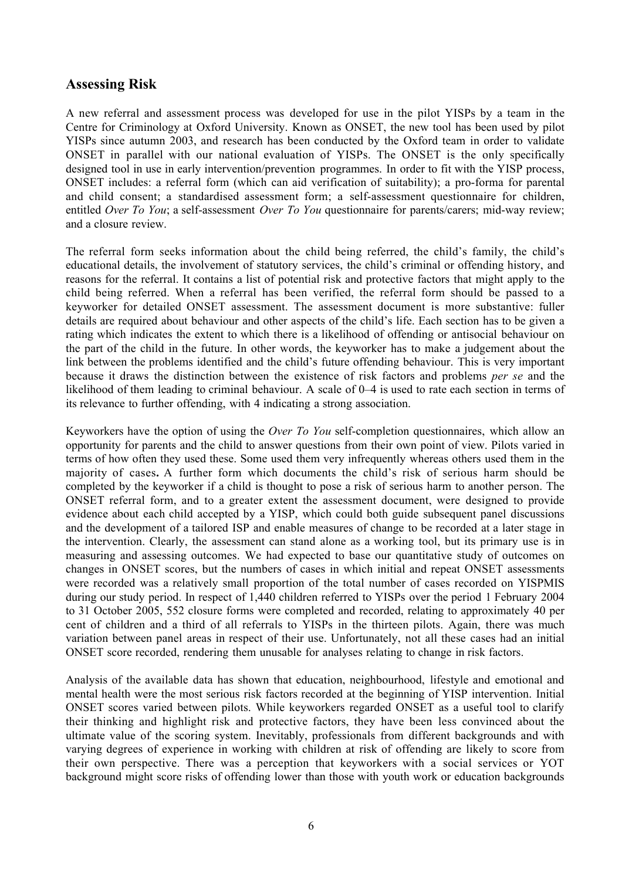## Assessing Risk

A new referral and assessment process was developed for use in the pilot YISPs by a team in the Centre for Criminology at Oxford University. Known as ONSET, the new tool has been used by pilot YISPs since autumn 2003, and research has been conducted by the Oxford team in order to validate ONSET in parallel with our national evaluation of YISPs. The ONSET is the only specifically designed tool in use in early intervention/prevention programmes. In order to fit with the YISP process, ONSET includes: a referral form (which can aid verification of suitability); a pro-forma for parental and child consent; a standardised assessment form; a self-assessment questionnaire for children, entitled *Over To You*; a self-assessment *Over To You* questionnaire for parents/carers; mid-way review; and a closure review.

The referral form seeks information about the child being referred, the child's family, the child's educational details, the involvement of statutory services, the child's criminal or offending history, and reasons for the referral. It contains a list of potential risk and protective factors that might apply to the child being referred. When a referral has been verified, the referral form should be passed to a keyworker for detailed ONSET assessment. The assessment document is more substantive: fuller details are required about behaviour and other aspects of the child's life. Each section has to be given a rating which indicates the extent to which there is a likelihood of offending or antisocial behaviour on the part of the child in the future. In other words, the keyworker has to make a judgement about the link between the problems identified and the child's future offending behaviour. This is very important because it draws the distinction between the existence of risk factors and problems *per se* and the likelihood of them leading to criminal behaviour. A scale of 0–4 is used to rate each section in terms of its relevance to further offending, with 4 indicating a strong association.

Keyworkers have the option of using the *Over To You* self-completion questionnaires, which allow an opportunity for parents and the child to answer questions from their own point of view. Pilots varied in terms of how often they used these. Some used them very infrequently whereas others used them in the majority of cases**.** A further form which documents the child's risk of serious harm should be completed by the keyworker if a child is thought to pose a risk of serious harm to another person. The ONSET referral form, and to a greater extent the assessment document, were designed to provide evidence about each child accepted by a YISP, which could both guide subsequent panel discussions and the development of a tailored ISP and enable measures of change to be recorded at a later stage in the intervention. Clearly, the assessment can stand alone as a working tool, but its primary use is in measuring and assessing outcomes. We had expected to base our quantitative study of outcomes on changes in ONSET scores, but the numbers of cases in which initial and repeat ONSET assessments were recorded was a relatively small proportion of the total number of cases recorded on YISPMIS during our study period. In respect of 1,440 children referred to YISPs over the period 1 February 2004 to 31 October 2005, 552 closure forms were completed and recorded, relating to approximately 40 per cent of children and a third of all referrals to YISPs in the thirteen pilots. Again, there was much variation between panel areas in respect of their use. Unfortunately, not all these cases had an initial ONSET score recorded, rendering them unusable for analyses relating to change in risk factors.

Analysis of the available data has shown that education, neighbourhood, lifestyle and emotional and mental health were the most serious risk factors recorded at the beginning of YISP intervention. Initial ONSET scores varied between pilots. While keyworkers regarded ONSET as a useful tool to clarify their thinking and highlight risk and protective factors, they have been less convinced about the ultimate value of the scoring system. Inevitably, professionals from different backgrounds and with varying degrees of experience in working with children at risk of offending are likely to score from their own perspective. There was a perception that keyworkers with a social services or YOT background might score risks of offending lower than those with youth work or education backgrounds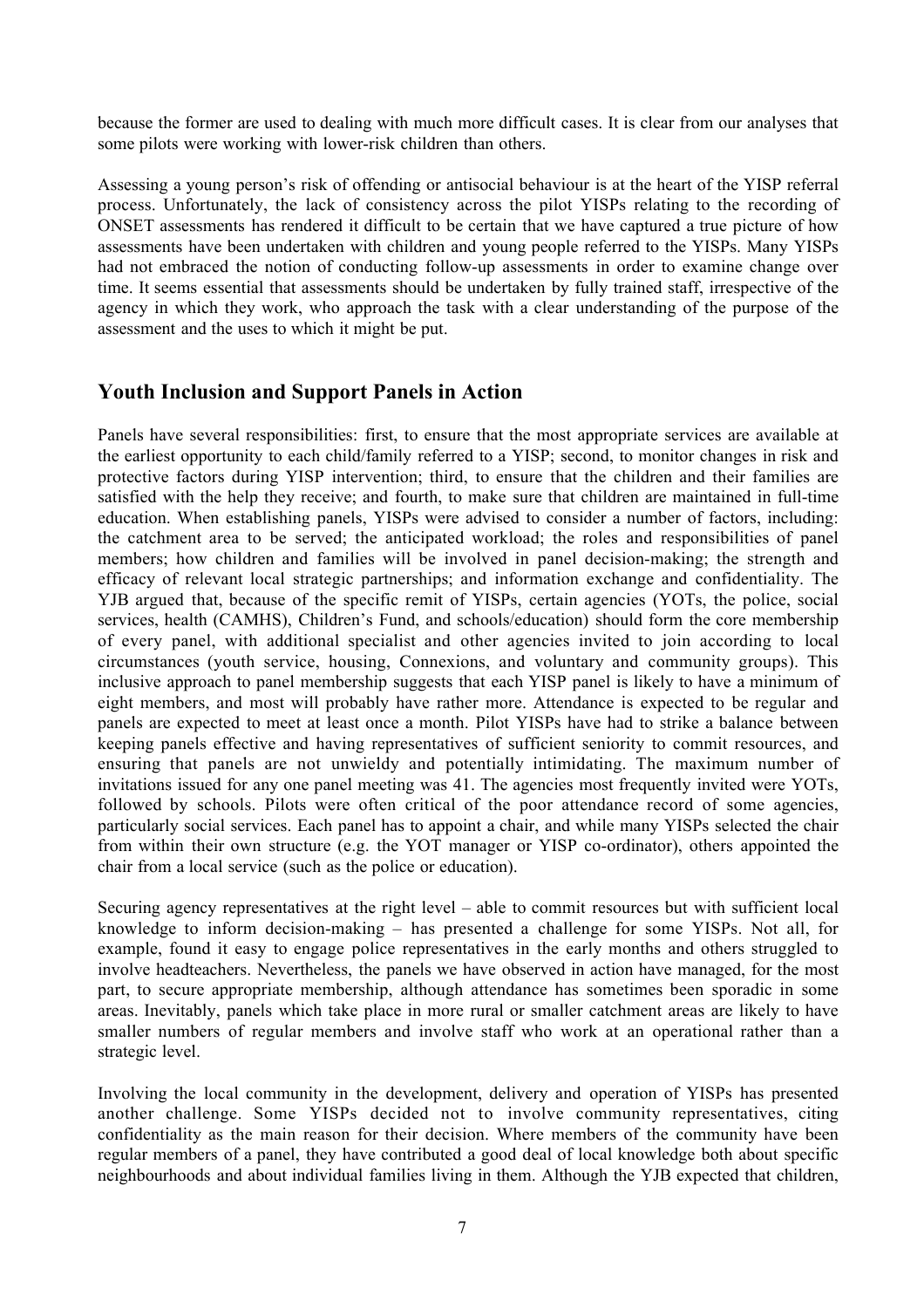because the former are used to dealing with much more difficult cases. It is clear from our analyses that some pilots were working with lower-risk children than others.

Assessing a young person's risk of offending or antisocial behaviour is at the heart of the YISP referral process. Unfortunately, the lack of consistency across the pilot YISPs relating to the recording of ONSET assessments has rendered it difficult to be certain that we have captured a true picture of how assessments have been undertaken with children and young people referred to the YISPs. Many YISPs had not embraced the notion of conducting follow-up assessments in order to examine change over time. It seems essential that assessments should be undertaken by fully trained staff, irrespective of the agency in which they work, who approach the task with a clear understanding of the purpose of the assessment and the uses to which it might be put.

## Youth Inclusion and Support Panels in Action

Panels have several responsibilities: first, to ensure that the most appropriate services are available at the earliest opportunity to each child/family referred to a YISP; second, to monitor changes in risk and protective factors during YISP intervention; third, to ensure that the children and their families are satisfied with the help they receive; and fourth, to make sure that children are maintained in full-time education. When establishing panels, YISPs were advised to consider a number of factors, including: the catchment area to be served; the anticipated workload; the roles and responsibilities of panel members; how children and families will be involved in panel decision-making; the strength and efficacy of relevant local strategic partnerships; and information exchange and confidentiality. The YJB argued that, because of the specific remit of YISPs, certain agencies (YOTs, the police, social services, health (CAMHS), Children's Fund, and schools/education) should form the core membership of every panel, with additional specialist and other agencies invited to join according to local circumstances (youth service, housing, Connexions, and voluntary and community groups). This inclusive approach to panel membership suggests that each YISP panel is likely to have a minimum of eight members, and most will probably have rather more. Attendance is expected to be regular and panels are expected to meet at least once a month. Pilot YISPs have had to strike a balance between keeping panels effective and having representatives of sufficient seniority to commit resources, and ensuring that panels are not unwieldy and potentially intimidating. The maximum number of invitations issued for any one panel meeting was 41. The agencies most frequently invited were YOTs, followed by schools. Pilots were often critical of the poor attendance record of some agencies, particularly social services. Each panel has to appoint a chair, and while many YISPs selected the chair from within their own structure (e.g. the YOT manager or YISP co-ordinator), others appointed the chair from a local service (such as the police or education).

Securing agency representatives at the right level – able to commit resources but with sufficient local knowledge to inform decision-making – has presented a challenge for some YISPs. Not all, for example, found it easy to engage police representatives in the early months and others struggled to involve headteachers. Nevertheless, the panels we have observed in action have managed, for the most part, to secure appropriate membership, although attendance has sometimes been sporadic in some areas. Inevitably, panels which take place in more rural or smaller catchment areas are likely to have smaller numbers of regular members and involve staff who work at an operational rather than a strategic level.

Involving the local community in the development, delivery and operation of YISPs has presented another challenge. Some YISPs decided not to involve community representatives, citing confidentiality as the main reason for their decision. Where members of the community have been regular members of a panel, they have contributed a good deal of local knowledge both about specific neighbourhoods and about individual families living in them. Although the YJB expected that children,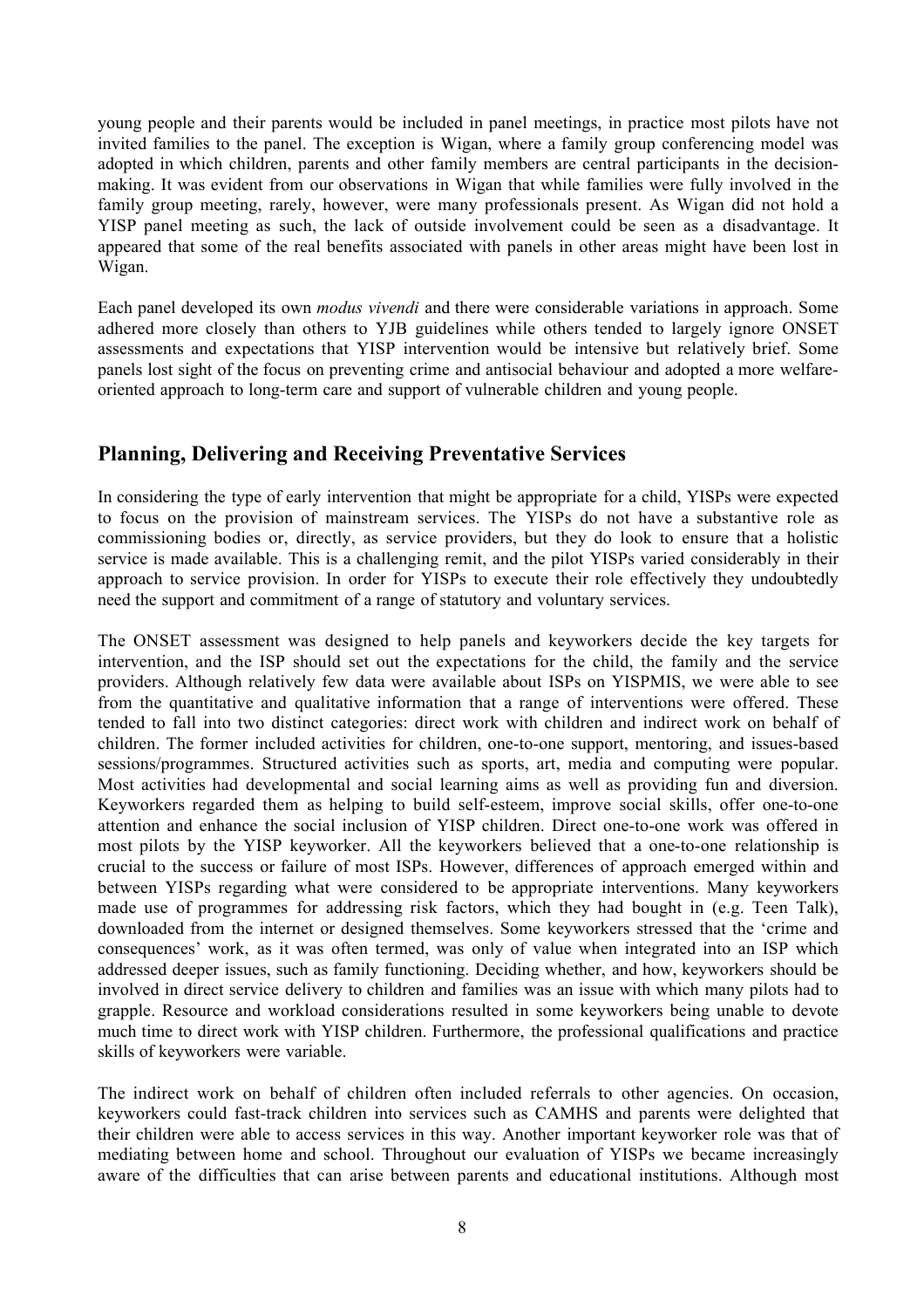young people and their parents would be included in panel meetings, in practice most pilots have not invited families to the panel. The exception is Wigan, where a family group conferencing model was adopted in which children, parents and other family members are central participants in the decision-making. It was evident from our observations in Wigan that while families were fully involved in the family group meeting, rarely, however, were many professionals present. As Wigan did not hold a YISP panel meeting as such, the lack of outside involvement could be seen as a disadvantage. It appeared that some of the real benefits associated with panels in other areas might have been lost in Wigan.

Each panel developed its own *modus vivendi* and there were considerable variations in approach. Some adhered more closely than others to YJB guidelines while others tended to largely ignore ONSET assessments and expectations that YISP intervention would be intensive but relatively brief. Some panels lost sight of the focus on preventing crime and antisocial behaviour and adopted a more welfare-oriented approach to long-term care and support of vulnerable children and young people.

## Planning, Delivering and Receiving Preventative Services

In considering the type of early intervention that might be appropriate for a child, YISPs were expected to focus on the provision of mainstream services. The YISPs do not have a substantive role as commissioning bodies or, directly, as service providers, but they do look to ensure that a holistic service is made available. This is a challenging remit, and the pilot YISPs varied considerably in their approach to service provision. In order for YISPs to execute their role effectively they undoubtedly need the support and commitment of a range of statutory and voluntary services.

The ONSET assessment was designed to help panels and keyworkers decide the key targets for intervention, and the ISP should set out the expectations for the child, the family and the service providers. Although relatively few data were available about ISPs on YISPMIS, we were able to see from the quantitative and qualitative information that a range of interventions were offered. These tended to fall into two distinct categories: direct work with children and indirect work on behalf of children. The former included activities for children, one-to-one support, mentoring, and issues-based sessions/programmes. Structured activities such as sports, art, media and computing were popular. Most activities had developmental and social learning aims as well as providing fun and diversion. Keyworkers regarded them as helping to build self-esteem, improve social skills, offer one-to-one attention and enhance the social inclusion of YISP children. Direct one-to-one work was offered in most pilots by the YISP keyworker. All the keyworkers believed that a one-to-one relationship is crucial to the success or failure of most ISPs. However, differences of approach emerged within and between YISPs regarding what were considered to be appropriate interventions. Many keyworkers made use of programmes for addressing risk factors, which they had bought in (e.g. Teen Talk), downloaded from the internet or designed themselves. Some keyworkers stressed that the 'crime and consequences' work, as it was often termed, was only of value when integrated into an ISP which addressed deeper issues, such as family functioning. Deciding whether, and how, keyworkers should be involved in direct service delivery to children and families was an issue with which many pilots had to grapple. Resource and workload considerations resulted in some keyworkers being unable to devote much time to direct work with YISP children. Furthermore, the professional qualifications and practice skills of keyworkers were variable.

The indirect work on behalf of children often included referrals to other agencies. On occasion, keyworkers could fast-track children into services such as CAMHS and parents were delighted that their children were able to access services in this way. Another important keyworker role was that of mediating between home and school. Throughout our evaluation of YISPs we became increasingly aware of the difficulties that can arise between parents and educational institutions. Although most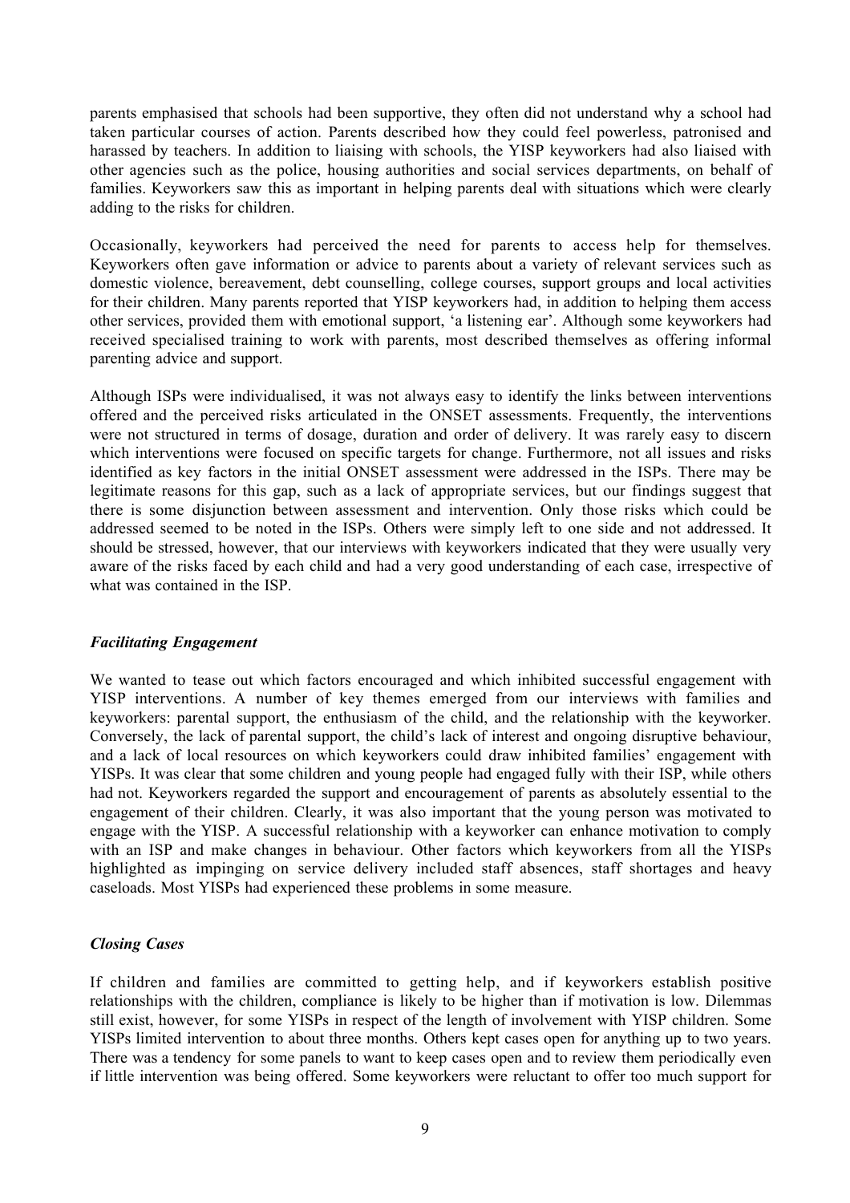parents emphasised that schools had been supportive, they often did not understand why a school had taken particular courses of action. Parents described how they could feel powerless, patronised and harassed by teachers. In addition to liaising with schools, the YISP keyworkers had also liaised with other agencies such as the police, housing authorities and social services departments, on behalf of families. Keyworkers saw this as important in helping parents deal with situations which were clearly adding to the risks for children.

Occasionally, keyworkers had perceived the need for parents to access help for themselves. Keyworkers often gave information or advice to parents about a variety of relevant services such as domestic violence, bereavement, debt counselling, college courses, support groups and local activities for their children. Many parents reported that YISP keyworkers had, in addition to helping them access other services, provided them with emotional support, 'a listening ear'. Although some keyworkers had received specialised training to work with parents, most described themselves as offering informal parenting advice and support.

Although ISPs were individualised, it was not always easy to identify the links between interventions offered and the perceived risks articulated in the ONSET assessments. Frequently, the interventions were not structured in terms of dosage, duration and order of delivery. It was rarely easy to discern which interventions were focused on specific targets for change. Furthermore, not all issues and risks identified as key factors in the initial ONSET assessment were addressed in the ISPs. There may be legitimate reasons for this gap, such as a lack of appropriate services, but our findings suggest that there is some disjunction between assessment and intervention. Only those risks which could be addressed seemed to be noted in the ISPs. Others were simply left to one side and not addressed. It should be stressed, however, that our interviews with keyworkers indicated that they were usually very aware of the risks faced by each child and had a very good understanding of each case, irrespective of what was contained in the ISP.

### *Facilitating Engagement*

We wanted to tease out which factors encouraged and which inhibited successful engagement with YISP interventions. A number of key themes emerged from our interviews with families and keyworkers: parental support, the enthusiasm of the child, and the relationship with the keyworker. Conversely, the lack of parental support, the child's lack of interest and ongoing disruptive behaviour, and a lack of local resources on which keyworkers could draw inhibited families' engagement with YISPs. It was clear that some children and young people had engaged fully with their ISP, while others had not. Keyworkers regarded the support and encouragement of parents as absolutely essential to the engagement of their children. Clearly, it was also important that the young person was motivated to engage with the YISP. A successful relationship with a keyworker can enhance motivation to comply with an ISP and make changes in behaviour. Other factors which keyworkers from all the YISPs highlighted as impinging on service delivery included staff absences, staff shortages and heavy caseloads. Most YISPs had experienced these problems in some measure.

### *Closing Cases*

If children and families are committed to getting help, and if keyworkers establish positive relationships with the children, compliance is likely to be higher than if motivation is low. Dilemmas still exist, however, for some YISPs in respect of the length of involvement with YISP children. Some YISPs limited intervention to about three months. Others kept cases open for anything up to two years. There was a tendency for some panels to want to keep cases open and to review them periodically even if little intervention was being offered. Some keyworkers were reluctant to offer too much support for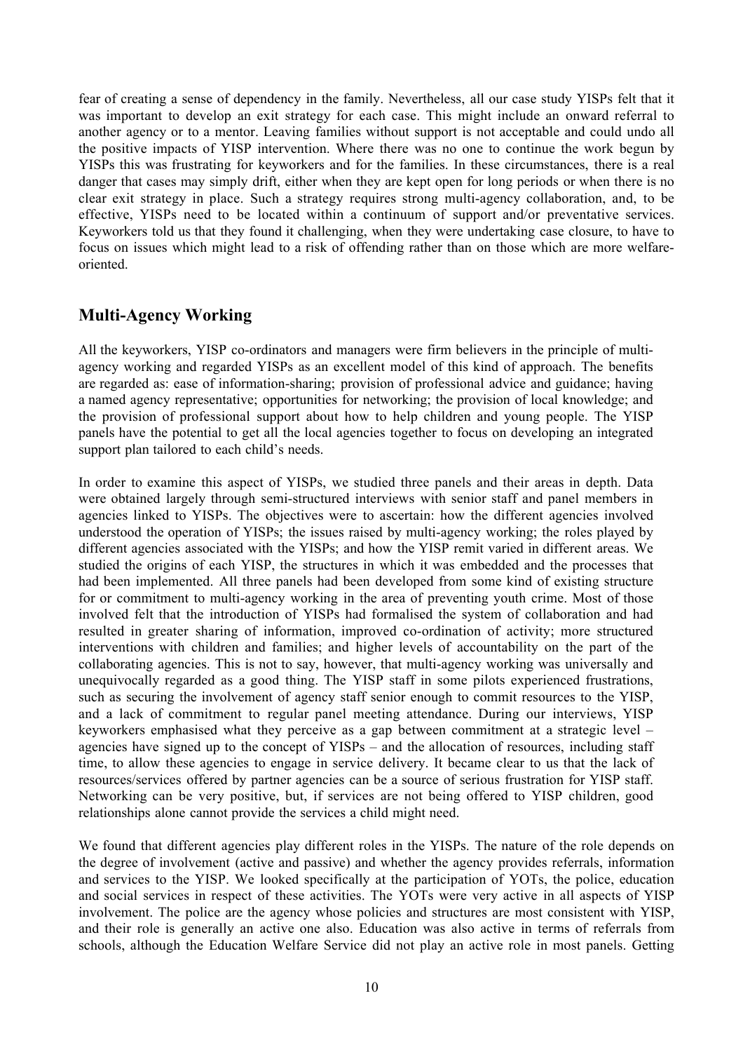fear of creating a sense of dependency in the family. Nevertheless, all our case study YISPs felt that it was important to develop an exit strategy for each case. This might include an onward referral to another agency or to a mentor. Leaving families without support is not acceptable and could undo all the positive impacts of YISP intervention. Where there was no one to continue the work begun by YISPs this was frustrating for keyworkers and for the families. In these circumstances, there is a real danger that cases may simply drift, either when they are kept open for long periods or when there is no clear exit strategy in place. Such a strategy requires strong multi-agency collaboration, and, to be effective, YISPs need to be located within a continuum of support and/or preventative services. Keyworkers told us that they found it challenging, when they were undertaking case closure, to have to focus on issues which might lead to a risk of offending rather than on those which are more welfare-oriented.

## Multi-Agency Working

All the keyworkers, YISP co-ordinators and managers were firm believers in the principle of multi-agency working and regarded YISPs as an excellent model of this kind of approach. The benefits are regarded as: ease of information-sharing; provision of professional advice and guidance; having a named agency representative; opportunities for networking; the provision of local knowledge; and the provision of professional support about how to help children and young people. The YISP panels have the potential to get all the local agencies together to focus on developing an integrated support plan tailored to each child's needs.

In order to examine this aspect of YISPs, we studied three panels and their areas in depth. Data were obtained largely through semi-structured interviews with senior staff and panel members in agencies linked to YISPs. The objectives were to ascertain: how the different agencies involved understood the operation of YISPs; the issues raised by multi-agency working; the roles played by different agencies associated with the YISPs; and how the YISP remit varied in different areas. We studied the origins of each YISP, the structures in which it was embedded and the processes that had been implemented. All three panels had been developed from some kind of existing structure for or commitment to multi-agency working in the area of preventing youth crime. Most of those involved felt that the introduction of YISPs had formalised the system of collaboration and had resulted in greater sharing of information, improved co-ordination of activity; more structured interventions with children and families; and higher levels of accountability on the part of the collaborating agencies. This is not to say, however, that multi-agency working was universally and unequivocally regarded as a good thing. The YISP staff in some pilots experienced frustrations, such as securing the involvement of agency staff senior enough to commit resources to the YISP, and a lack of commitment to regular panel meeting attendance. During our interviews, YISP keyworkers emphasised what they perceive as a gap between commitment at a strategic level – agencies have signed up to the concept of YISPs – and the allocation of resources, including staff time, to allow these agencies to engage in service delivery. It became clear to us that the lack of resources/services offered by partner agencies can be a source of serious frustration for YISP staff. Networking can be very positive, but, if services are not being offered to YISP children, good relationships alone cannot provide the services a child might need.

We found that different agencies play different roles in the YISPs. The nature of the role depends on the degree of involvement (active and passive) and whether the agency provides referrals, information and services to the YISP. We looked specifically at the participation of YOTs, the police, education and social services in respect of these activities. The YOTs were very active in all aspects of YISP involvement. The police are the agency whose policies and structures are most consistent with YISP, and their role is generally an active one also. Education was also active in terms of referrals from schools, although the Education Welfare Service did not play an active role in most panels. Getting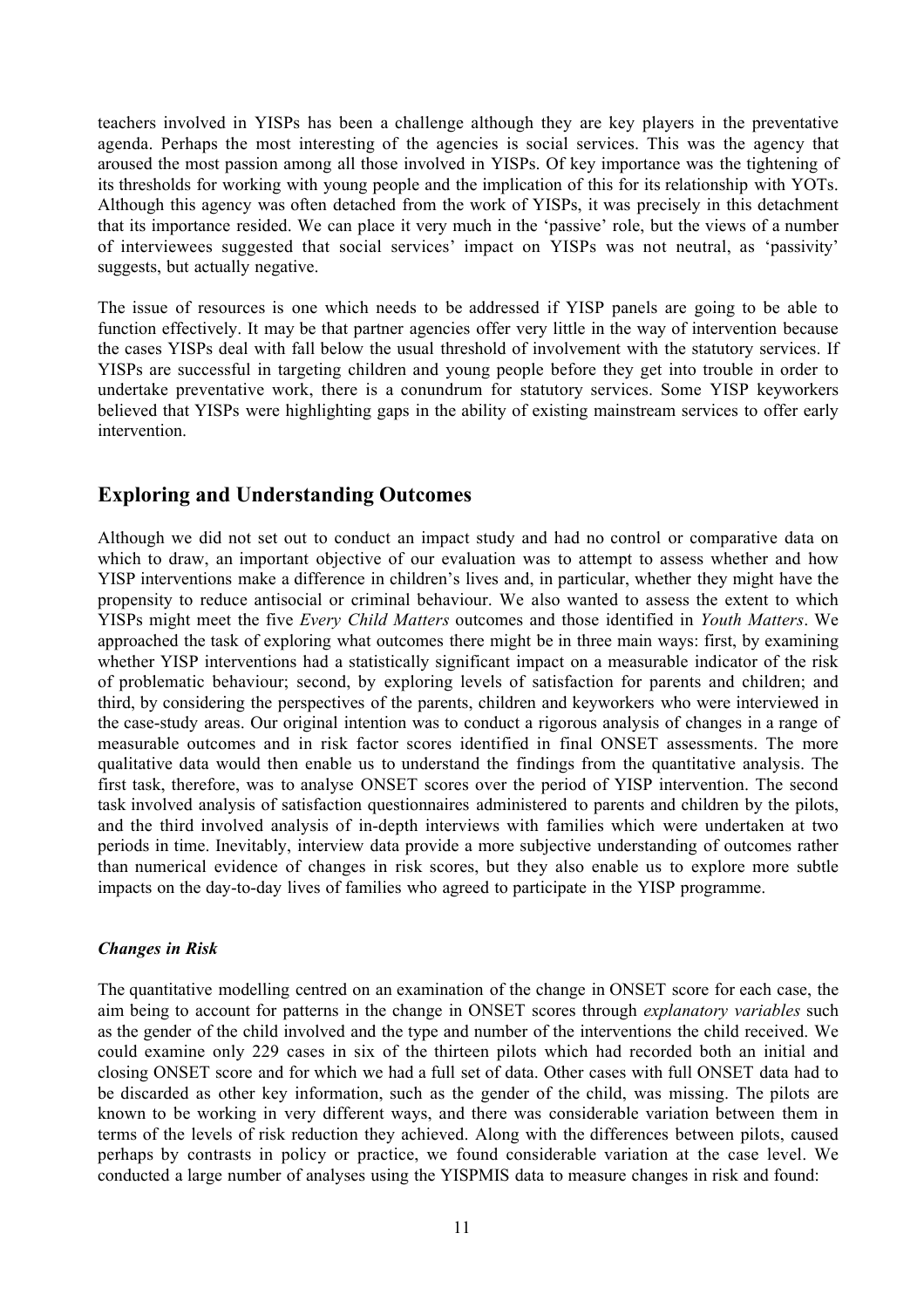teachers involved in YISPs has been a challenge although they are key players in the preventative agenda. Perhaps the most interesting of the agencies is social services. This was the agency that aroused the most passion among all those involved in YISPs. Of key importance was the tightening of its thresholds for working with young people and the implication of this for its relationship with YOTs. Although this agency was often detached from the work of YISPs, it was precisely in this detachment that its importance resided. We can place it very much in the 'passive' role, but the views of a number of interviewees suggested that social services' impact on YISPs was not neutral, as 'passivity' suggests, but actually negative.

The issue of resources is one which needs to be addressed if YISP panels are going to be able to function effectively. It may be that partner agencies offer very little in the way of intervention because the cases YISPs deal with fall below the usual threshold of involvement with the statutory services. If YISPs are successful in targeting children and young people before they get into trouble in order to undertake preventative work, there is a conundrum for statutory services. Some YISP keyworkers believed that YISPs were highlighting gaps in the ability of existing mainstream services to offer early intervention.

## Exploring and Understanding Outcomes

Although we did not set out to conduct an impact study and had no control or comparative data on which to draw, an important objective of our evaluation was to attempt to assess whether and how YISP interventions make a difference in children's lives and, in particular, whether they might have the propensity to reduce antisocial or criminal behaviour. We also wanted to assess the extent to which YISPs might meet the five *Every Child Matters* outcomes and those identified in *Youth Matters*. We approached the task of exploring what outcomes there might be in three main ways: first, by examining whether YISP interventions had a statistically significant impact on a measurable indicator of the risk of problematic behaviour; second, by exploring levels of satisfaction for parents and children; and third, by considering the perspectives of the parents, children and keyworkers who were interviewed in the case-study areas. Our original intention was to conduct a rigorous analysis of changes in a range of measurable outcomes and in risk factor scores identified in final ONSET assessments. The more qualitative data would then enable us to understand the findings from the quantitative analysis. The first task, therefore, was to analyse ONSET scores over the period of YISP intervention. The second task involved analysis of satisfaction questionnaires administered to parents and children by the pilots, and the third involved analysis of in-depth interviews with families which were undertaken at two periods in time. Inevitably, interview data provide a more subjective understanding of outcomes rather than numerical evidence of changes in risk scores, but they also enable us to explore more subtle impacts on the day-to-day lives of families who agreed to participate in the YISP programme.

### *Changes in Risk*

The quantitative modelling centred on an examination of the change in ONSET score for each case, the aim being to account for patterns in the change in ONSET scores through *explanatory variables* such as the gender of the child involved and the type and number of the interventions the child received. We could examine only 229 cases in six of the thirteen pilots which had recorded both an initial and closing ONSET score and for which we had a full set of data. Other cases with full ONSET data had to be discarded as other key information, such as the gender of the child, was missing. The pilots are known to be working in very different ways, and there was considerable variation between them in terms of the levels of risk reduction they achieved. Along with the differences between pilots, caused perhaps by contrasts in policy or practice, we found considerable variation at the case level. We conducted a large number of analyses using the YISPMIS data to measure changes in risk and found: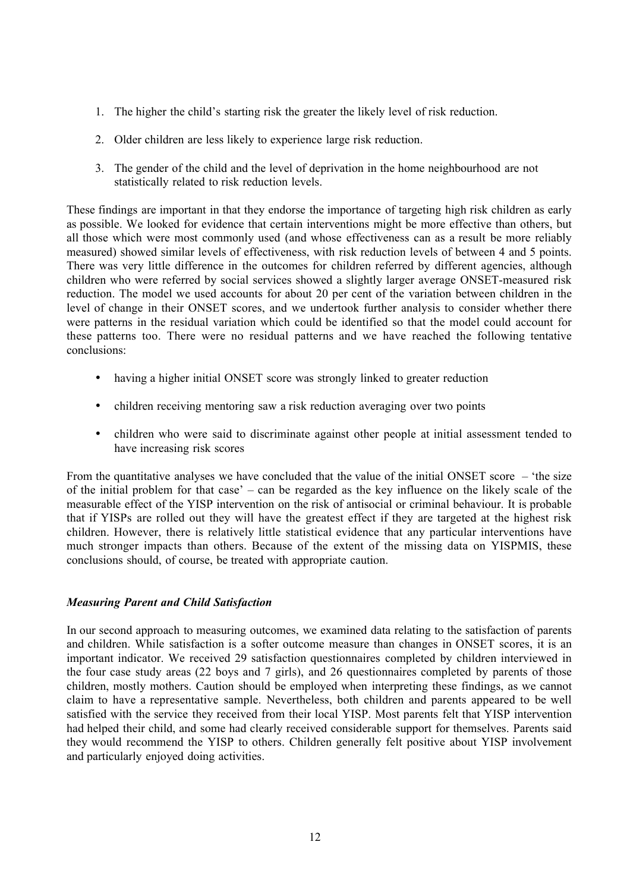1. The higher the child's starting risk the greater the likely level of risk reduction.

2. Older children are less likely to experience large risk reduction.

3. The gender of the child and the level of deprivation in the home neighbourhood are not statistically related to risk reduction levels.

These findings are important in that they endorse the importance of targeting high risk children as early as possible. We looked for evidence that certain interventions might be more effective than others, but all those which were most commonly used (and whose effectiveness can as a result be more reliably measured) showed similar levels of effectiveness, with risk reduction levels of between 4 and 5 points. There was very little difference in the outcomes for children referred by different agencies, although children who were referred by social services showed a slightly larger average ONSET-measured risk reduction. The model we used accounts for about 20 per cent of the variation between children in the level of change in their ONSET scores, and we undertook further analysis to consider whether there were patterns in the residual variation which could be identified so that the model could account for these patterns too. There were no residual patterns and we have reached the following tentative conclusions:

- having a higher initial ONSET score was strongly linked to greater reduction
- children receiving mentoring saw a risk reduction averaging over two points
- children who were said to discriminate against other people at initial assessment tended to have increasing risk scores

From the quantitative analyses we have concluded that the value of the initial ONSET score – 'the size of the initial problem for that case' – can be regarded as the key influence on the likely scale of the measurable effect of the YISP intervention on the risk of antisocial or criminal behaviour. It is probable that if YISPs are rolled out they will have the greatest effect if they are targeted at the highest risk children. However, there is relatively little statistical evidence that any particular interventions have much stronger impacts than others. Because of the extent of the missing data on YISPMIS, these conclusions should, of course, be treated with appropriate caution.

### *Measuring Parent and Child Satisfaction*

In our second approach to measuring outcomes, we examined data relating to the satisfaction of parents and children. While satisfaction is a softer outcome measure than changes in ONSET scores, it is an important indicator. We received 29 satisfaction questionnaires completed by children interviewed in the four case study areas (22 boys and 7 girls), and 26 questionnaires completed by parents of those children, mostly mothers. Caution should be employed when interpreting these findings, as we cannot claim to have a representative sample. Nevertheless, both children and parents appeared to be well satisfied with the service they received from their local YISP. Most parents felt that YISP intervention had helped their child, and some had clearly received considerable support for themselves. Parents said they would recommend the YISP to others. Children generally felt positive about YISP involvement and particularly enjoyed doing activities.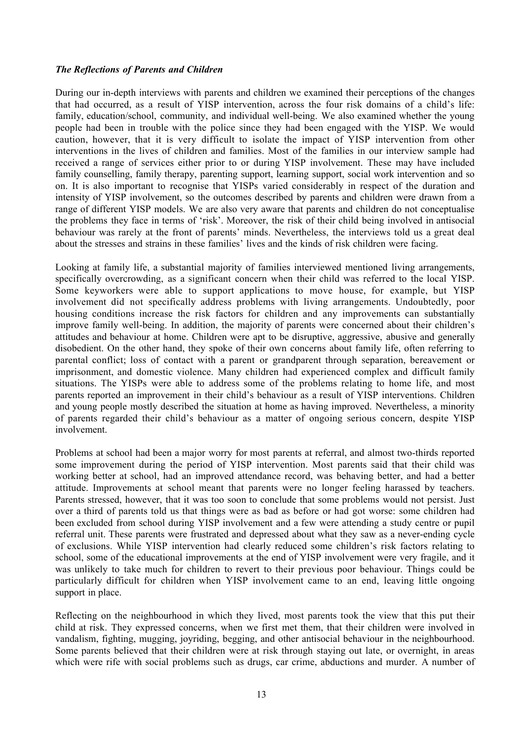### *The Reflections of Parents and Children*

During our in-depth interviews with parents and children we examined their perceptions of the changes that had occurred, as a result of YISP intervention, across the four risk domains of a child's life: family, education/school, community, and individual well-being. We also examined whether the young people had been in trouble with the police since they had been engaged with the YISP. We would caution, however, that it is very difficult to isolate the impact of YISP intervention from other interventions in the lives of children and families. Most of the families in our interview sample had received a range of services either prior to or during YISP involvement. These may have included family counselling, family therapy, parenting support, learning support, social work intervention and so on. It is also important to recognise that YISPs varied considerably in respect of the duration and intensity of YISP involvement, so the outcomes described by parents and children were drawn from a range of different YISP models. We are also very aware that parents and children do not conceptualise the problems they face in terms of 'risk'. Moreover, the risk of their child being involved in antisocial behaviour was rarely at the front of parents' minds. Nevertheless, the interviews told us a great deal about the stresses and strains in these families' lives and the kinds of risk children were facing.

Looking at family life, a substantial majority of families interviewed mentioned living arrangements, specifically overcrowding, as a significant concern when their child was referred to the local YISP. Some keyworkers were able to support applications to move house, for example, but YISP involvement did not specifically address problems with living arrangements. Undoubtedly, poor housing conditions increase the risk factors for children and any improvements can substantially improve family well-being. In addition, the majority of parents were concerned about their children's attitudes and behaviour at home. Children were apt to be disruptive, aggressive, abusive and generally disobedient. On the other hand, they spoke of their own concerns about family life, often referring to parental conflict; loss of contact with a parent or grandparent through separation, bereavement or imprisonment, and domestic violence. Many children had experienced complex and difficult family situations. The YISPs were able to address some of the problems relating to home life, and most parents reported an improvement in their child's behaviour as a result of YISP interventions. Children and young people mostly described the situation at home as having improved. Nevertheless, a minority of parents regarded their child's behaviour as a matter of ongoing serious concern, despite YISP involvement.

Problems at school had been a major worry for most parents at referral, and almost two-thirds reported some improvement during the period of YISP intervention. Most parents said that their child was working better at school, had an improved attendance record, was behaving better, and had a better attitude. Improvements at school meant that parents were no longer feeling harassed by teachers. Parents stressed, however, that it was too soon to conclude that some problems would not persist. Just over a third of parents told us that things were as bad as before or had got worse: some children had been excluded from school during YISP involvement and a few were attending a study centre or pupil referral unit. These parents were frustrated and depressed about what they saw as a never-ending cycle of exclusions. While YISP intervention had clearly reduced some children's risk factors relating to school, some of the educational improvements at the end of YISP involvement were very fragile, and it was unlikely to take much for children to revert to their previous poor behaviour. Things could be particularly difficult for children when YISP involvement came to an end, leaving little ongoing support in place.

Reflecting on the neighbourhood in which they lived, most parents took the view that this put their child at risk. They expressed concerns, when we first met them, that their children were involved in vandalism, fighting, mugging, joyriding, begging, and other antisocial behaviour in the neighbourhood. Some parents believed that their children were at risk through staying out late, or overnight, in areas which were rife with social problems such as drugs, car crime, abductions and murder. A number of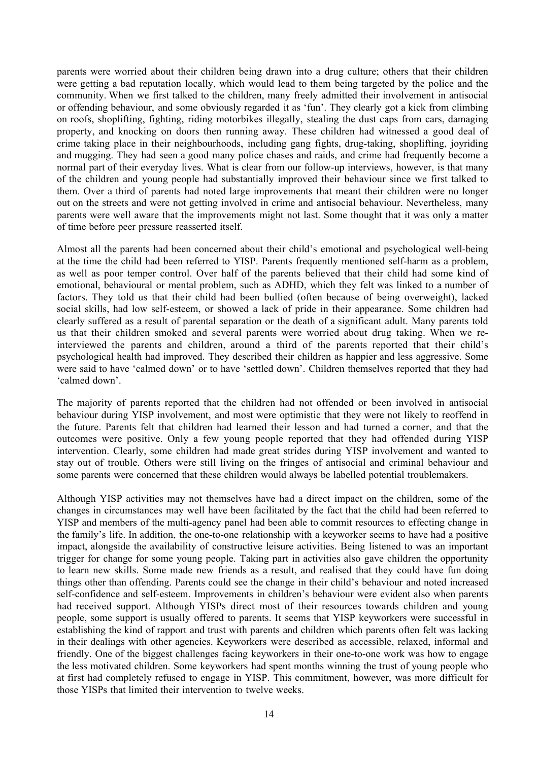parents were worried about their children being drawn into a drug culture; others that their children were getting a bad reputation locally, which would lead to them being targeted by the police and the community. When we first talked to the children, many freely admitted their involvement in antisocial or offending behaviour, and some obviously regarded it as 'fun'. They clearly got a kick from climbing on roofs, shoplifting, fighting, riding motorbikes illegally, stealing the dust caps from cars, damaging property, and knocking on doors then running away. These children had witnessed a good deal of crime taking place in their neighbourhoods, including gang fights, drug-taking, shoplifting, joyriding and mugging. They had seen a good many police chases and raids, and crime had frequently become a normal part of their everyday lives. What is clear from our follow-up interviews, however, is that many of the children and young people had substantially improved their behaviour since we first talked to them. Over a third of parents had noted large improvements that meant their children were no longer out on the streets and were not getting involved in crime and antisocial behaviour. Nevertheless, many parents were well aware that the improvements might not last. Some thought that it was only a matter of time before peer pressure reasserted itself.

Almost all the parents had been concerned about their child's emotional and psychological well-being at the time the child had been referred to YISP. Parents frequently mentioned self-harm as a problem, as well as poor temper control. Over half of the parents believed that their child had some kind of emotional, behavioural or mental problem, such as ADHD, which they felt was linked to a number of factors. They told us that their child had been bullied (often because of being overweight), lacked social skills, had low self-esteem, or showed a lack of pride in their appearance. Some children had clearly suffered as a result of parental separation or the death of a significant adult. Many parents told us that their children smoked and several parents were worried about drug taking. When we re-interviewed the parents and children, around a third of the parents reported that their child's psychological health had improved. They described their children as happier and less aggressive. Some were said to have 'calmed down' or to have 'settled down'. Children themselves reported that they had 'calmed down'.

The majority of parents reported that the children had not offended or been involved in antisocial behaviour during YISP involvement, and most were optimistic that they were not likely to reoffend in the future. Parents felt that children had learned their lesson and had turned a corner, and that the outcomes were positive. Only a few young people reported that they had offended during YISP intervention. Clearly, some children had made great strides during YISP involvement and wanted to stay out of trouble. Others were still living on the fringes of antisocial and criminal behaviour and some parents were concerned that these children would always be labelled potential troublemakers.

Although YISP activities may not themselves have had a direct impact on the children, some of the changes in circumstances may well have been facilitated by the fact that the child had been referred to YISP and members of the multi-agency panel had been able to commit resources to effecting change in the family's life. In addition, the one-to-one relationship with a keyworker seems to have had a positive impact, alongside the availability of constructive leisure activities. Being listened to was an important trigger for change for some young people. Taking part in activities also gave children the opportunity to learn new skills. Some made new friends as a result, and realised that they could have fun doing things other than offending. Parents could see the change in their child's behaviour and noted increased self-confidence and self-esteem. Improvements in children's behaviour were evident also when parents had received support. Although YISPs direct most of their resources towards children and young people, some support is usually offered to parents. It seems that YISP keyworkers were successful in establishing the kind of rapport and trust with parents and children which parents often felt was lacking in their dealings with other agencies. Keyworkers were described as accessible, relaxed, informal and friendly. One of the biggest challenges facing keyworkers in their one-to-one work was how to engage the less motivated children. Some keyworkers had spent months winning the trust of young people who at first had completely refused to engage in YISP. This commitment, however, was more difficult for those YISPs that limited their intervention to twelve weeks.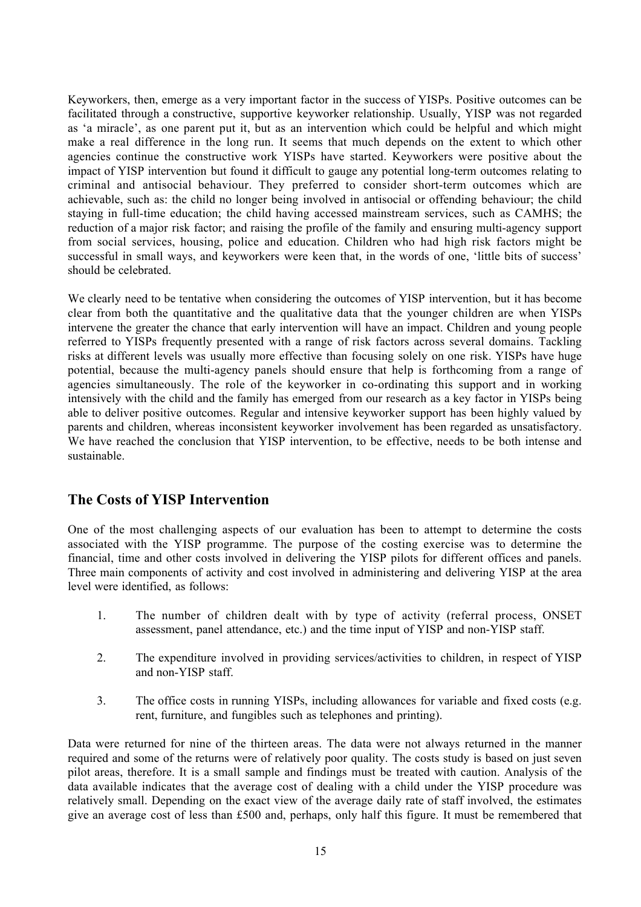Keyworkers, then, emerge as a very important factor in the success of YISPs. Positive outcomes can be facilitated through a constructive, supportive keyworker relationship. Usually, YISP was not regarded as 'a miracle', as one parent put it, but as an intervention which could be helpful and which might make a real difference in the long run. It seems that much depends on the extent to which other agencies continue the constructive work YISPs have started. Keyworkers were positive about the impact of YISP intervention but found it difficult to gauge any potential long-term outcomes relating to criminal and antisocial behaviour. They preferred to consider short-term outcomes which are achievable, such as: the child no longer being involved in antisocial or offending behaviour; the child staying in full-time education; the child having accessed mainstream services, such as CAMHS; the reduction of a major risk factor; and raising the profile of the family and ensuring multi-agency support from social services, housing, police and education. Children who had high risk factors might be successful in small ways, and keyworkers were keen that, in the words of one, 'little bits of success' should be celebrated.

We clearly need to be tentative when considering the outcomes of YISP intervention, but it has become clear from both the quantitative and the qualitative data that the younger children are when YISPs intervene the greater the chance that early intervention will have an impact. Children and young people referred to YISPs frequently presented with a range of risk factors across several domains. Tackling risks at different levels was usually more effective than focusing solely on one risk. YISPs have huge potential, because the multi-agency panels should ensure that help is forthcoming from a range of agencies simultaneously. The role of the keyworker in co-ordinating this support and in working intensively with the child and the family has emerged from our research as a key factor in YISPs being able to deliver positive outcomes. Regular and intensive keyworker support has been highly valued by parents and children, whereas inconsistent keyworker involvement has been regarded as unsatisfactory. We have reached the conclusion that YISP intervention, to be effective, needs to be both intense and sustainable.

## The Costs of YISP Intervention

One of the most challenging aspects of our evaluation has been to attempt to determine the costs associated with the YISP programme. The purpose of the costing exercise was to determine the financial, time and other costs involved in delivering the YISP pilots for different offices and panels. Three main components of activity and cost involved in administering and delivering YISP at the area level were identified, as follows:

1. The number of children dealt with by type of activity (referral process, ONSET assessment, panel attendance, etc.) and the time input of YISP and non-YISP staff.

2. The expenditure involved in providing services/activities to children, in respect of YISP and non-YISP staff.

3. The office costs in running YISPs, including allowances for variable and fixed costs (e.g. rent, furniture, and fungibles such as telephones and printing).

Data were returned for nine of the thirteen areas. The data were not always returned in the manner required and some of the returns were of relatively poor quality. The costs study is based on just seven pilot areas, therefore. It is a small sample and findings must be treated with caution. Analysis of the data available indicates that the average cost of dealing with a child under the YISP procedure was relatively small. Depending on the exact view of the average daily rate of staff involved, the estimates give an average cost of less than £500 and, perhaps, only half this figure. It must be remembered that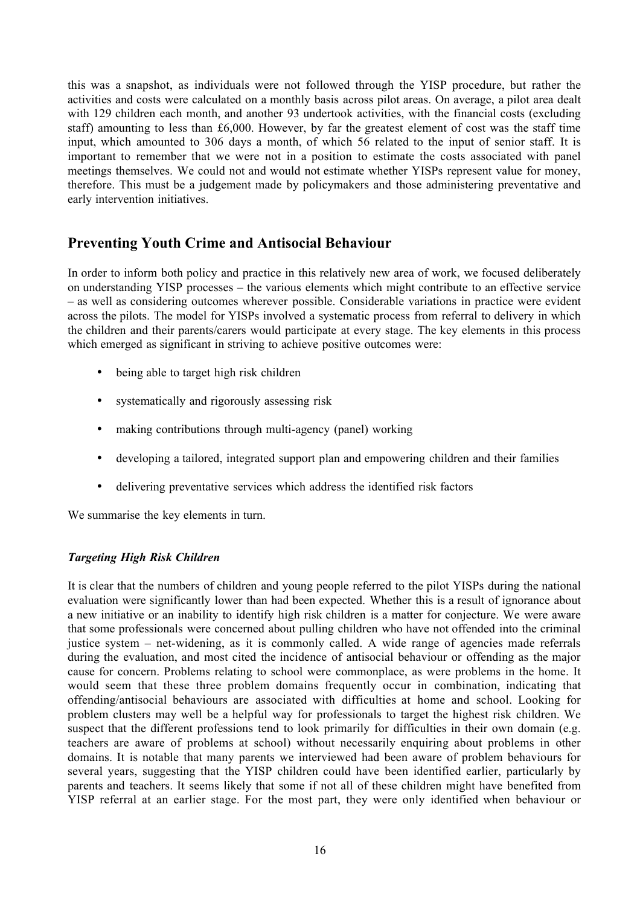this was a snapshot, as individuals were not followed through the YISP procedure, but rather the activities and costs were calculated on a monthly basis across pilot areas. On average, a pilot area dealt with 129 children each month, and another 93 undertook activities, with the financial costs (excluding staff) amounting to less than £6,000. However, by far the greatest element of cost was the staff time input, which amounted to 306 days a month, of which 56 related to the input of senior staff. It is important to remember that we were not in a position to estimate the costs associated with panel meetings themselves. We could not and would not estimate whether YISPs represent value for money, therefore. This must be a judgement made by policymakers and those administering preventative and early intervention initiatives.

## Preventing Youth Crime and Antisocial Behaviour

In order to inform both policy and practice in this relatively new area of work, we focused deliberately on understanding YISP processes – the various elements which might contribute to an effective service – as well as considering outcomes wherever possible. Considerable variations in practice were evident across the pilots. The model for YISPs involved a systematic process from referral to delivery in which the children and their parents/carers would participate at every stage. The key elements in this process which emerged as significant in striving to achieve positive outcomes were:

- being able to target high risk children
- systematically and rigorously assessing risk
- making contributions through multi-agency (panel) working
- developing a tailored, integrated support plan and empowering children and their families
- delivering preventative services which address the identified risk factors

We summarise the key elements in turn.

### *Targeting High Risk Children*

It is clear that the numbers of children and young people referred to the pilot YISPs during the national evaluation were significantly lower than had been expected. Whether this is a result of ignorance about a new initiative or an inability to identify high risk children is a matter for conjecture. We were aware that some professionals were concerned about pulling children who have not offended into the criminal justice system – net-widening, as it is commonly called. A wide range of agencies made referrals during the evaluation, and most cited the incidence of antisocial behaviour or offending as the major cause for concern. Problems relating to school were commonplace, as were problems in the home. It would seem that these three problem domains frequently occur in combination, indicating that offending/antisocial behaviours are associated with difficulties at home and school. Looking for problem clusters may well be a helpful way for professionals to target the highest risk children. We suspect that the different professions tend to look primarily for difficulties in their own domain (e.g. teachers are aware of problems at school) without necessarily enquiring about problems in other domains. It is notable that many parents we interviewed had been aware of problem behaviours for several years, suggesting that the YISP children could have been identified earlier, particularly by parents and teachers. It seems likely that some if not all of these children might have benefited from YISP referral at an earlier stage. For the most part, they were only identified when behaviour or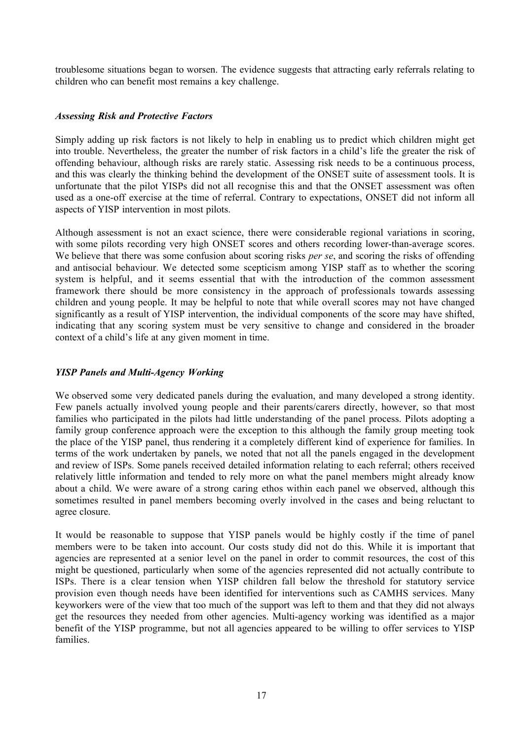troublesome situations began to worsen. The evidence suggests that attracting early referrals relating to children who can benefit most remains a key challenge.

### *Assessing Risk and Protective Factors*

Simply adding up risk factors is not likely to help in enabling us to predict which children might get into trouble. Nevertheless, the greater the number of risk factors in a child's life the greater the risk of offending behaviour, although risks are rarely static. Assessing risk needs to be a continuous process, and this was clearly the thinking behind the development of the ONSET suite of assessment tools. It is unfortunate that the pilot YISPs did not all recognise this and that the ONSET assessment was often used as a one-off exercise at the time of referral. Contrary to expectations, ONSET did not inform all aspects of YISP intervention in most pilots.

Although assessment is not an exact science, there were considerable regional variations in scoring, with some pilots recording very high ONSET scores and others recording lower-than-average scores. We believe that there was some confusion about scoring risks *per se*, and scoring the risks of offending and antisocial behaviour. We detected some scepticism among YISP staff as to whether the scoring system is helpful, and it seems essential that with the introduction of the common assessment framework there should be more consistency in the approach of professionals towards assessing children and young people. It may be helpful to note that while overall scores may not have changed significantly as a result of YISP intervention, the individual components of the score may have shifted, indicating that any scoring system must be very sensitive to change and considered in the broader context of a child's life at any given moment in time.

### *YISP Panels and Multi-Agency Working*

We observed some very dedicated panels during the evaluation, and many developed a strong identity. Few panels actually involved young people and their parents/carers directly, however, so that most families who participated in the pilots had little understanding of the panel process. Pilots adopting a family group conference approach were the exception to this although the family group meeting took the place of the YISP panel, thus rendering it a completely different kind of experience for families. In terms of the work undertaken by panels, we noted that not all the panels engaged in the development and review of ISPs. Some panels received detailed information relating to each referral; others received relatively little information and tended to rely more on what the panel members might already know about a child. We were aware of a strong caring ethos within each panel we observed, although this sometimes resulted in panel members becoming overly involved in the cases and being reluctant to agree closure.

It would be reasonable to suppose that YISP panels would be highly costly if the time of panel members were to be taken into account. Our costs study did not do this. While it is important that agencies are represented at a senior level on the panel in order to commit resources, the cost of this might be questioned, particularly when some of the agencies represented did not actually contribute to ISPs. There is a clear tension when YISP children fall below the threshold for statutory service provision even though needs have been identified for interventions such as CAMHS services. Many keyworkers were of the view that too much of the support was left to them and that they did not always get the resources they needed from other agencies. Multi-agency working was identified as a major benefit of the YISP programme, but not all agencies appeared to be willing to offer services to YISP families.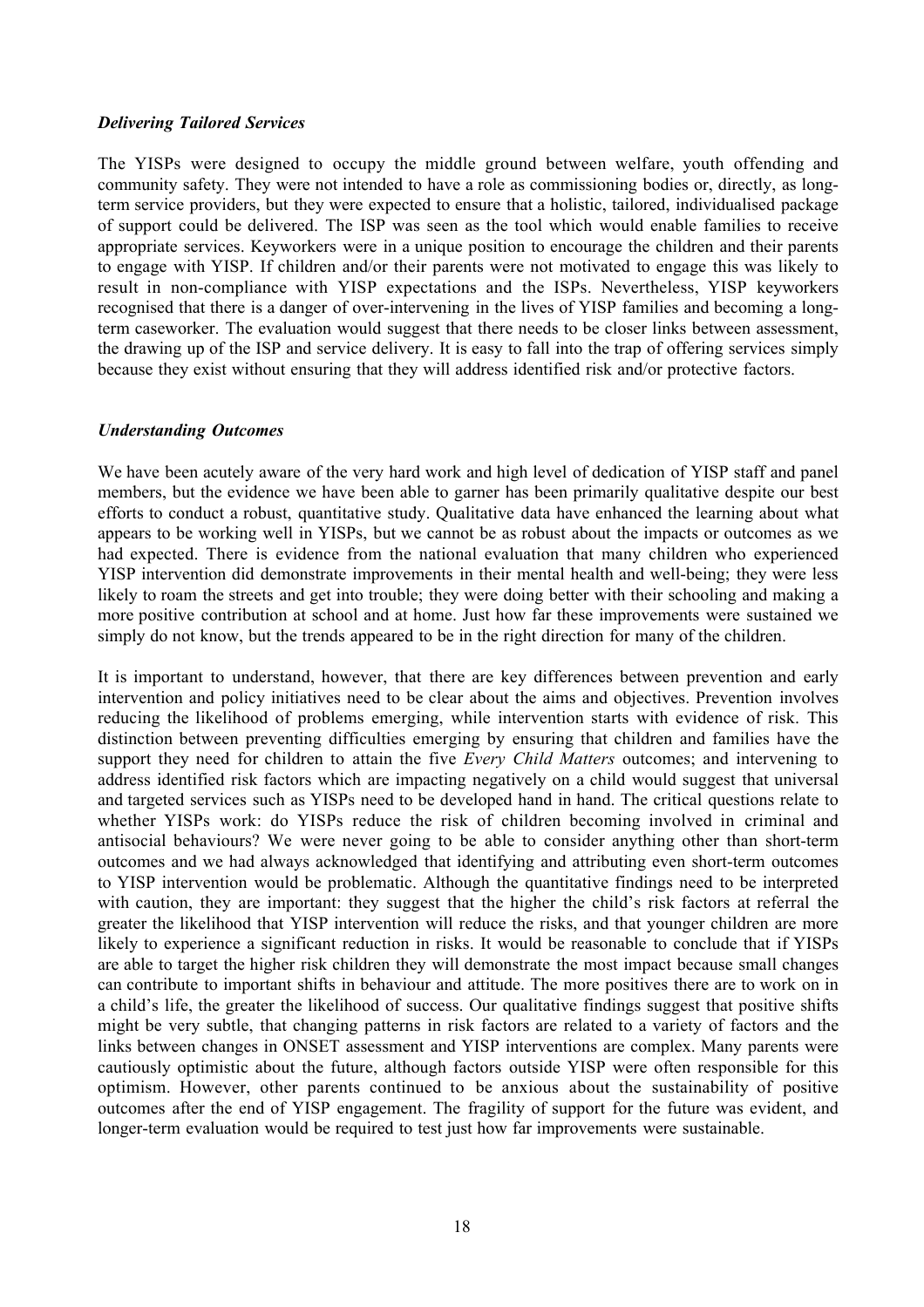### *Delivering Tailored Services*

The YISPs were designed to occupy the middle ground between welfare, youth offending and community safety. They were not intended to have a role as commissioning bodies or, directly, as long-term service providers, but they were expected to ensure that a holistic, tailored, individualised package of support could be delivered. The ISP was seen as the tool which would enable families to receive appropriate services. Keyworkers were in a unique position to encourage the children and their parents to engage with YISP. If children and/or their parents were not motivated to engage this was likely to result in non-compliance with YISP expectations and the ISPs. Nevertheless, YISP keyworkers recognised that there is a danger of over-intervening in the lives of YISP families and becoming a long-term caseworker. The evaluation would suggest that there needs to be closer links between assessment, the drawing up of the ISP and service delivery. It is easy to fall into the trap of offering services simply because they exist without ensuring that they will address identified risk and/or protective factors.

### *Understanding Outcomes*

We have been acutely aware of the very hard work and high level of dedication of YISP staff and panel members, but the evidence we have been able to garner has been primarily qualitative despite our best efforts to conduct a robust, quantitative study. Qualitative data have enhanced the learning about what appears to be working well in YISPs, but we cannot be as robust about the impacts or outcomes as we had expected. There is evidence from the national evaluation that many children who experienced YISP intervention did demonstrate improvements in their mental health and well-being; they were less likely to roam the streets and get into trouble; they were doing better with their schooling and making a more positive contribution at school and at home. Just how far these improvements were sustained we simply do not know, but the trends appeared to be in the right direction for many of the children.

It is important to understand, however, that there are key differences between prevention and early intervention and policy initiatives need to be clear about the aims and objectives. Prevention involves reducing the likelihood of problems emerging, while intervention starts with evidence of risk. This distinction between preventing difficulties emerging by ensuring that children and families have the support they need for children to attain the five *Every Child Matters* outcomes; and intervening to address identified risk factors which are impacting negatively on a child would suggest that universal and targeted services such as YISPs need to be developed hand in hand. The critical questions relate to whether YISPs work: do YISPs reduce the risk of children becoming involved in criminal and antisocial behaviours? We were never going to be able to consider anything other than short-term outcomes and we had always acknowledged that identifying and attributing even short-term outcomes to YISP intervention would be problematic. Although the quantitative findings need to be interpreted with caution, they are important: they suggest that the higher the child's risk factors at referral the greater the likelihood that YISP intervention will reduce the risks, and that younger children are more likely to experience a significant reduction in risks. It would be reasonable to conclude that if YISPs are able to target the higher risk children they will demonstrate the most impact because small changes can contribute to important shifts in behaviour and attitude. The more positives there are to work on in a child's life, the greater the likelihood of success. Our qualitative findings suggest that positive shifts might be very subtle, that changing patterns in risk factors are related to a variety of factors and the links between changes in ONSET assessment and YISP interventions are complex. Many parents were cautiously optimistic about the future, although factors outside YISP were often responsible for this optimism. However, other parents continued to be anxious about the sustainability of positive outcomes after the end of YISP engagement. The fragility of support for the future was evident, and longer-term evaluation would be required to test just how far improvements were sustainable.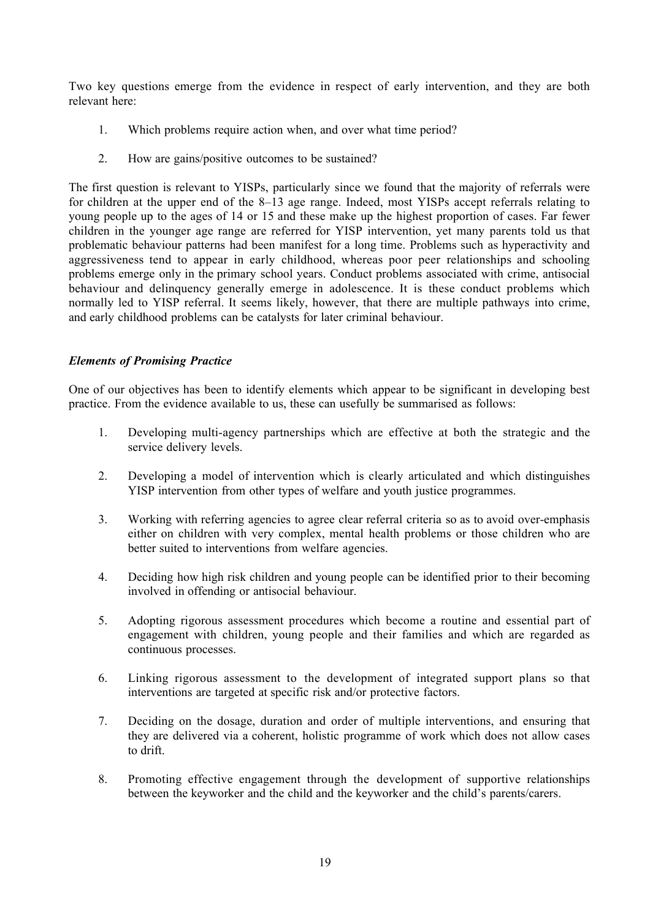Two key questions emerge from the evidence in respect of early intervention, and they are both relevant here:

1. Which problems require action when, and over what time period?

2. How are gains/positive outcomes to be sustained?

The first question is relevant to YISPs, particularly since we found that the majority of referrals were for children at the upper end of the 8–13 age range. Indeed, most YISPs accept referrals relating to young people up to the ages of 14 or 15 and these make up the highest proportion of cases. Far fewer children in the younger age range are referred for YISP intervention, yet many parents told us that problematic behaviour patterns had been manifest for a long time. Problems such as hyperactivity and aggressiveness tend to appear in early childhood, whereas poor peer relationships and schooling problems emerge only in the primary school years. Conduct problems associated with crime, antisocial behaviour and delinquency generally emerge in adolescence. It is these conduct problems which normally led to YISP referral. It seems likely, however, that there are multiple pathways into crime, and early childhood problems can be catalysts for later criminal behaviour.

***Elements of Promising Practice***

One of our objectives has been to identify elements which appear to be significant in developing best practice. From the evidence available to us, these can usefully be summarised as follows:

1. Developing multi-agency partnerships which are effective at both the strategic and the service delivery levels.

2. Developing a model of intervention which is clearly articulated and which distinguishes YISP intervention from other types of welfare and youth justice programmes.

3. Working with referring agencies to agree clear referral criteria so as to avoid over-emphasis either on children with very complex, mental health problems or those children who are better suited to interventions from welfare agencies.

4. Deciding how high risk children and young people can be identified prior to their becoming involved in offending or antisocial behaviour.

5. Adopting rigorous assessment procedures which become a routine and essential part of engagement with children, young people and their families and which are regarded as continuous processes.

6. Linking rigorous assessment to the development of integrated support plans so that interventions are targeted at specific risk and/or protective factors.

7. Deciding on the dosage, duration and order of multiple interventions, and ensuring that they are delivered via a coherent, holistic programme of work which does not allow cases to drift.

8. Promoting effective engagement through the development of supportive relationships between the keyworker and the child and the keyworker and the child's parents/carers.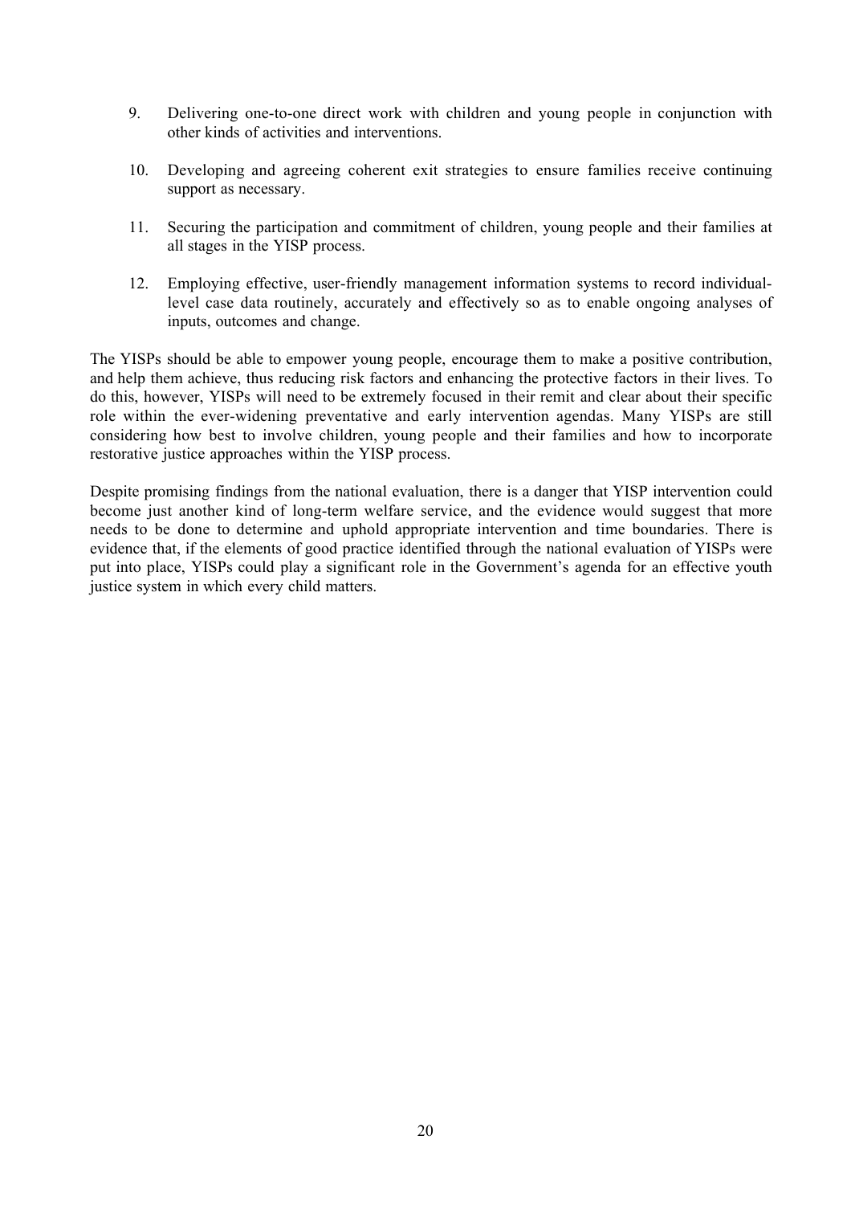9. Delivering one-to-one direct work with children and young people in conjunction with other kinds of activities and interventions.

10. Developing and agreeing coherent exit strategies to ensure families receive continuing support as necessary.

11. Securing the participation and commitment of children, young people and their families at all stages in the YISP process.

12. Employing effective, user-friendly management information systems to record individual-level case data routinely, accurately and effectively so as to enable ongoing analyses of inputs, outcomes and change.

The YISPs should be able to empower young people, encourage them to make a positive contribution, and help them achieve, thus reducing risk factors and enhancing the protective factors in their lives. To do this, however, YISPs will need to be extremely focused in their remit and clear about their specific role within the ever-widening preventative and early intervention agendas. Many YISPs are still considering how best to involve children, young people and their families and how to incorporate restorative justice approaches within the YISP process.

Despite promising findings from the national evaluation, there is a danger that YISP intervention could become just another kind of long-term welfare service, and the evidence would suggest that more needs to be done to determine and uphold appropriate intervention and time boundaries. There is evidence that, if the elements of good practice identified through the national evaluation of YISPs were put into place, YISPs could play a significant role in the Government's agenda for an effective youth justice system in which every child matters.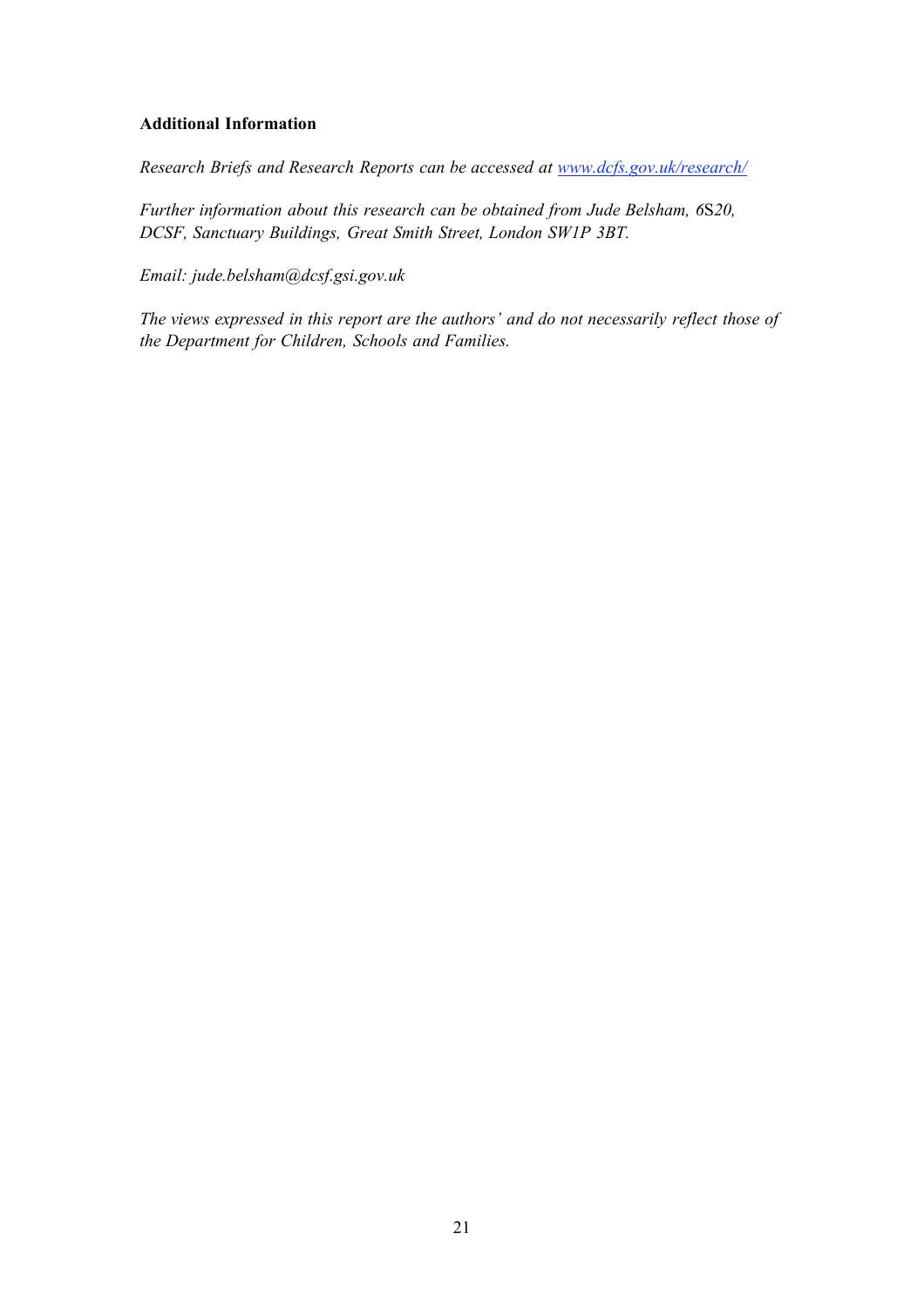**Additional Information**

*Research Briefs and Research Reports can be accessed at [www.dcfs.gov.uk/research/](www.dcfs.gov.uk/research/)*

*Further information about this research can be obtained from Jude Belsham, 6S20, DCSF, Sanctuary Buildings, Great Smith Street, London SW1P 3BT.*

*Email: jude.belsham@dcsf.gsi.gov.uk*

*The views expressed in this report are the authors' and do not necessarily reflect those of the Department for Children, Schools and Families.*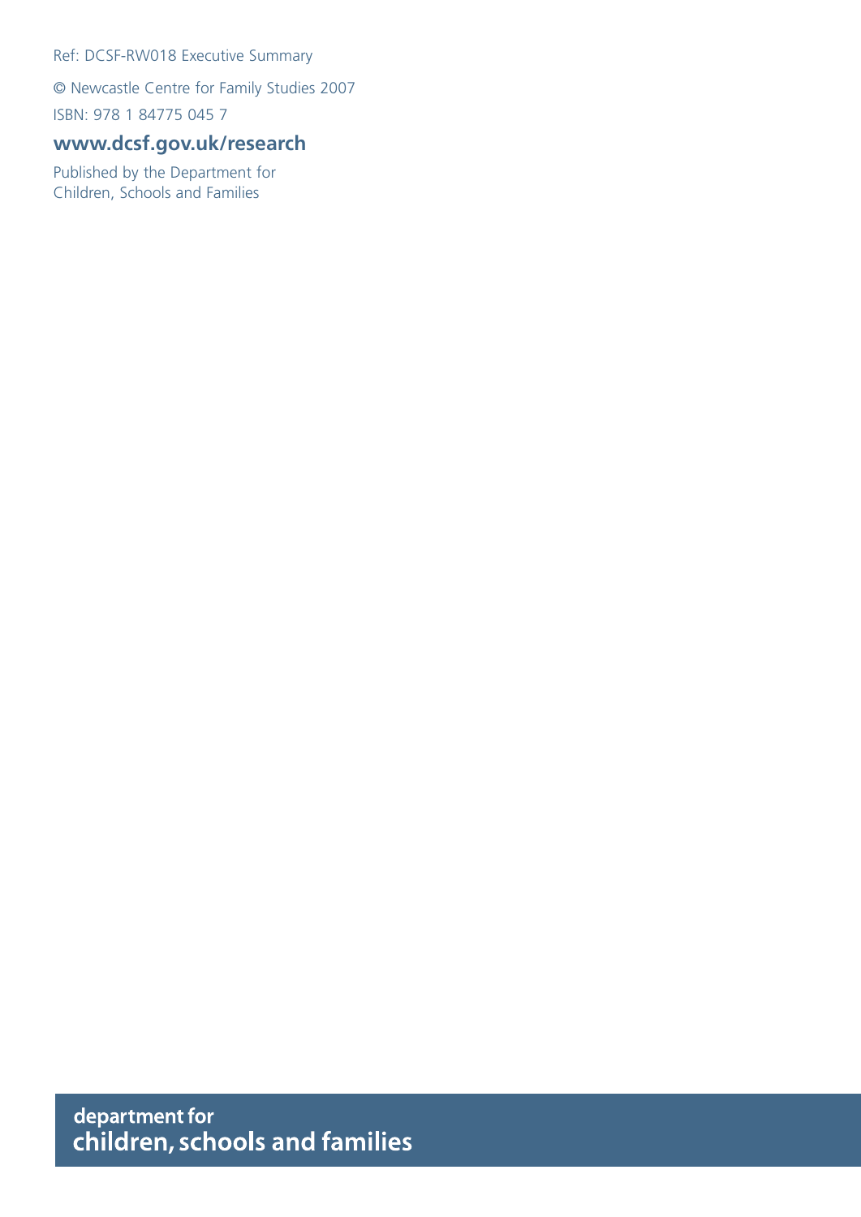Ref: DCSF-RW018 Executive Summary

© Newcastle Centre for Family Studies 2007

ISBN: 978 1 84775 045 7

**www.dcsf.gov.uk/research**

Published by the Department for
Children, Schools and Families

**department for**
**children, schools and families**